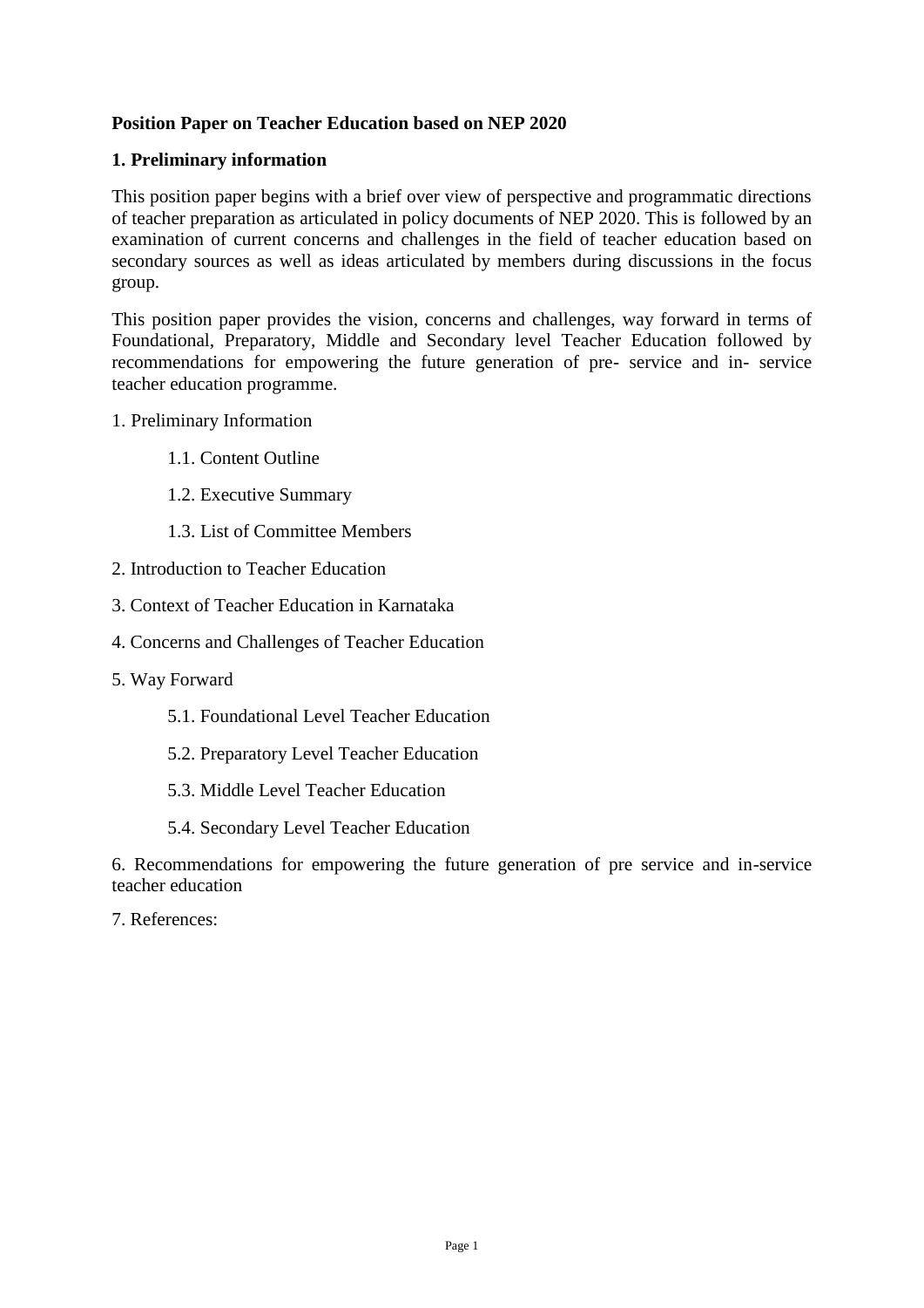# Position Paper on Teacher Education based on NEP 2020

## 1. Preliminary information

This position paper begins with a brief over view of perspective and programmatic directions of teacher preparation as articulated in policy documents of NEP 2020. This is followed by an examination of current concerns and challenges in the field of teacher education based on secondary sources as well as ideas articulated by members during discussions in the focus group.

This position paper provides the vision, concerns and challenges, way forward in terms of Foundational, Preparatory, Middle and Secondary level Teacher Education followed by recommendations for empowering the future generation of pre- service and in- service teacher education programme.

1. Preliminary Information
    - 1.1. Content Outline
    - 1.2. Executive Summary
    - 1.3. List of Committee Members
2. Introduction to Teacher Education
3. Context of Teacher Education in Karnataka
4. Concerns and Challenges of Teacher Education
5. Way Forward
    - 5.1. Foundational Level Teacher Education
    - 5.2. Preparatory Level Teacher Education
    - 5.3. Middle Level Teacher Education
    - 5.4. Secondary Level Teacher Education
6. Recommendations for empowering the future generation of pre service and in-service teacher education
7. References: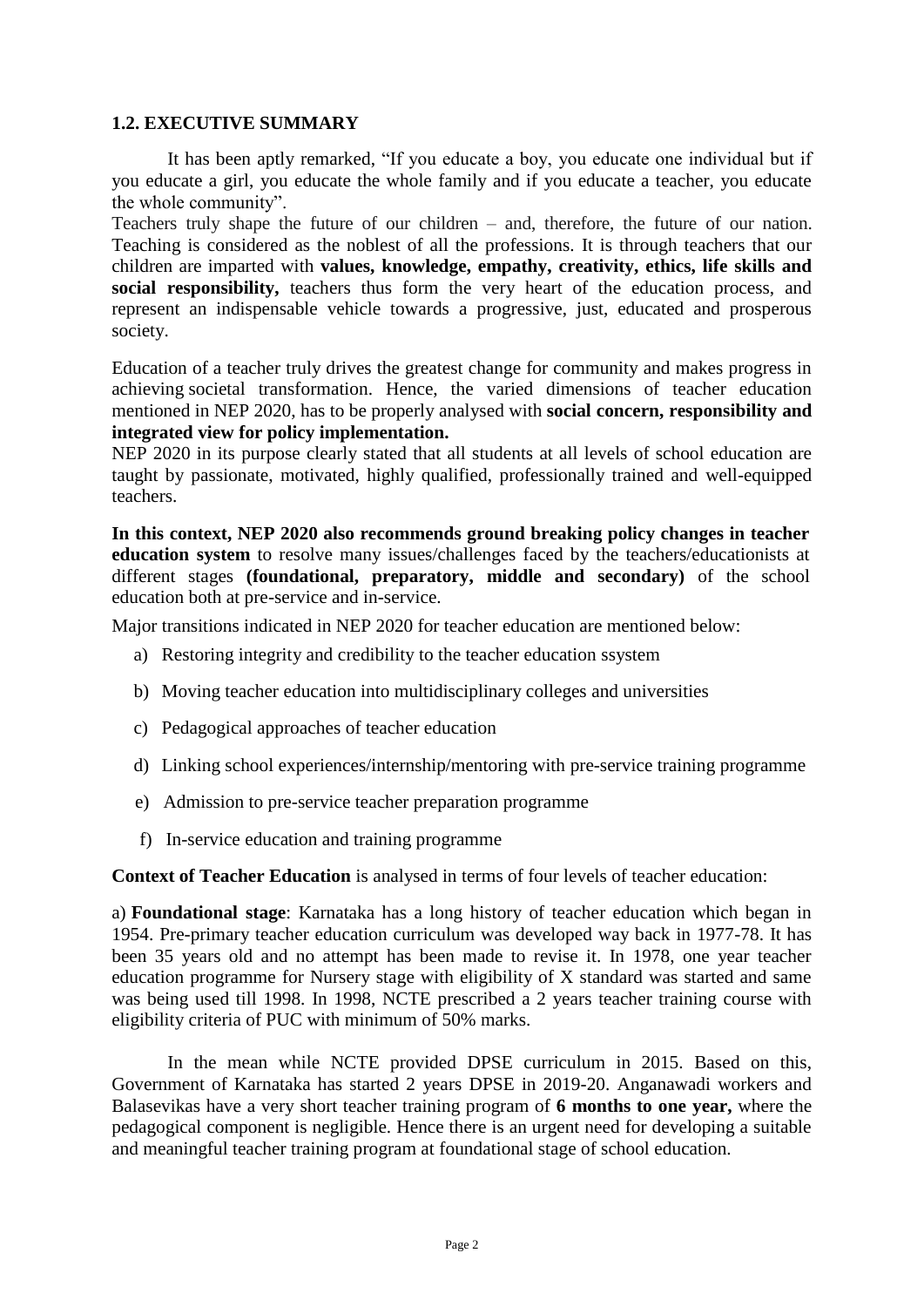## 1.2. EXECUTIVE SUMMARY

It has been aptly remarked, "If you educate a boy, you educate one individual but if you educate a girl, you educate the whole family and if you educate a teacher, you educate the whole community".

Teachers truly shape the future of our children – and, therefore, the future of our nation. Teaching is considered as the noblest of all the professions. It is through teachers that our children are imparted with **values, knowledge, empathy, creativity, ethics, life skills and social responsibility,** teachers thus form the very heart of the education process, and represent an indispensable vehicle towards a progressive, just, educated and prosperous society.

Education of a teacher truly drives the greatest change for community and makes progress in achieving societal transformation. Hence, the varied dimensions of teacher education mentioned in NEP 2020, has to be properly analysed with **social concern, responsibility and integrated view for policy implementation.**

NEP 2020 in its purpose clearly stated that all students at all levels of school education are taught by passionate, motivated, highly qualified, professionally trained and well-equipped teachers.

**In this context, NEP 2020 also recommends ground breaking policy changes in teacher education system** to resolve many issues/challenges faced by the teachers/educationists at different stages **(foundational, preparatory, middle and secondary)** of the school education both at pre-service and in-service.

Major transitions indicated in NEP 2020 for teacher education are mentioned below:

a) Restoring integrity and credibility to the teacher education ssystem

b) Moving teacher education into multidisciplinary colleges and universities

c) Pedagogical approaches of teacher education

d) Linking school experiences/internship/mentoring with pre-service training programme

e) Admission to pre-service teacher preparation programme

f) In-service education and training programme

**Context of Teacher Education** is analysed in terms of four levels of teacher education:

a) **Foundational stage**: Karnataka has a long history of teacher education which began in 1954. Pre-primary teacher education curriculum was developed way back in 1977-78. It has been 35 years old and no attempt has been made to revise it. In 1978, one year teacher education programme for Nursery stage with eligibility of X standard was started and same was being used till 1998. In 1998, NCTE prescribed a 2 years teacher training course with eligibility criteria of PUC with minimum of 50% marks.

In the mean while NCTE provided DPSE curriculum in 2015. Based on this, Government of Karnataka has started 2 years DPSE in 2019-20. Anganawadi workers and Balasevikas have a very short teacher training program of **6 months to one year,** where the pedagogical component is negligible. Hence there is an urgent need for developing a suitable and meaningful teacher training program at foundational stage of school education.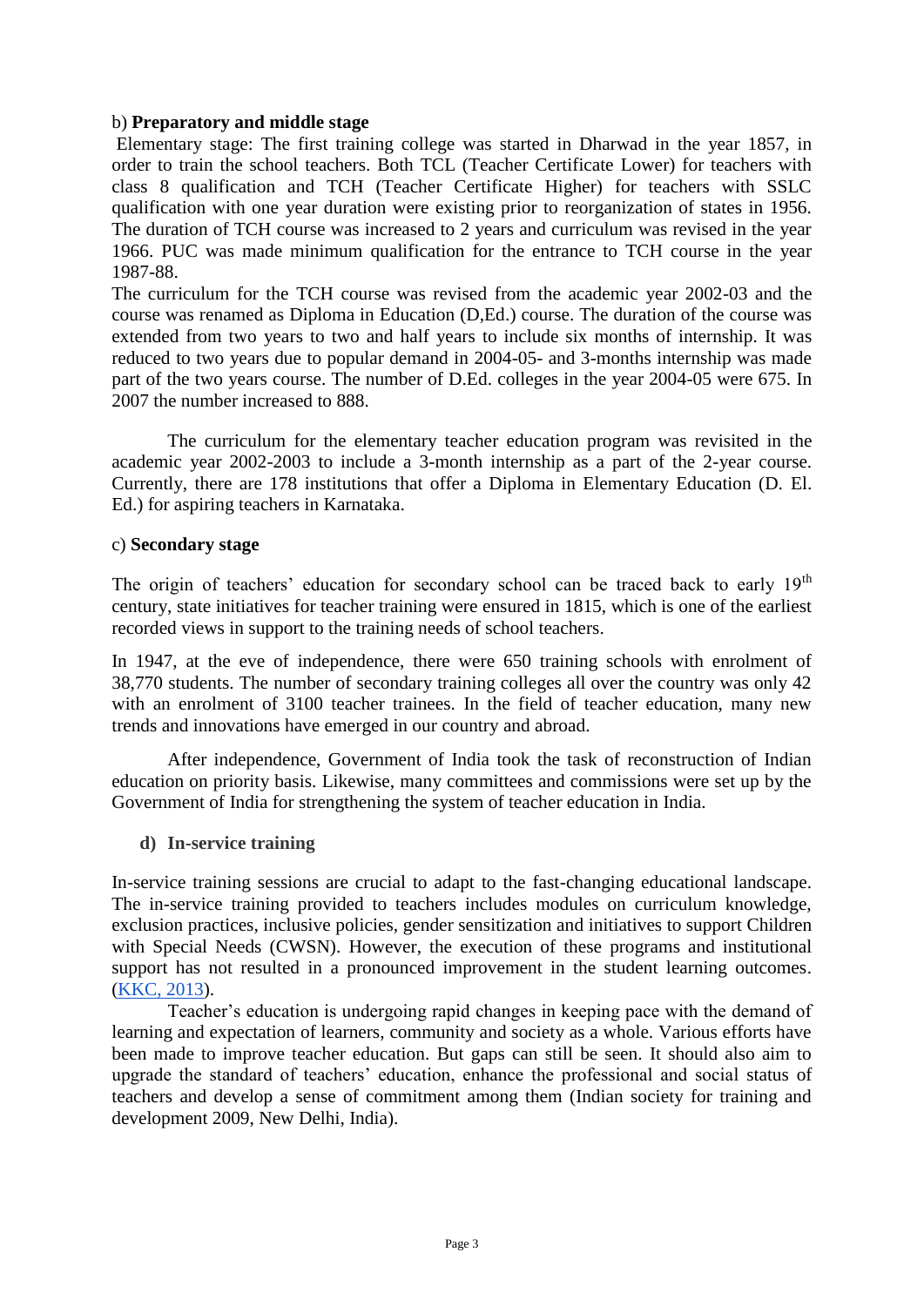b) **Preparatory and middle stage**

Elementary stage: The first training college was started in Dharwad in the year 1857, in order to train the school teachers. Both TCL (Teacher Certificate Lower) for teachers with class 8 qualification and TCH (Teacher Certificate Higher) for teachers with SSLC qualification with one year duration were existing prior to reorganization of states in 1956. The duration of TCH course was increased to 2 years and curriculum was revised in the year 1966. PUC was made minimum qualification for the entrance to TCH course in the year 1987-88.

The curriculum for the TCH course was revised from the academic year 2002-03 and the course was renamed as Diploma in Education (D,Ed.) course. The duration of the course was extended from two years to two and half years to include six months of internship. It was reduced to two years due to popular demand in 2004-05- and 3-months internship was made part of the two years course. The number of D.Ed. colleges in the year 2004-05 were 675. In 2007 the number increased to 888.

The curriculum for the elementary teacher education program was revisited in the academic year 2002-2003 to include a 3-month internship as a part of the 2-year course. Currently, there are 178 institutions that offer a Diploma in Elementary Education (D. El. Ed.) for aspiring teachers in Karnataka.

c) **Secondary stage**

The origin of teachers' education for secondary school can be traced back to early 19th century, state initiatives for teacher training were ensured in 1815, which is one of the earliest recorded views in support to the training needs of school teachers.

In 1947, at the eve of independence, there were 650 training schools with enrolment of 38,770 students. The number of secondary training colleges all over the country was only 42 with an enrolment of 3100 teacher trainees. In the field of teacher education, many new trends and innovations have emerged in our country and abroad.

After independence, Government of India took the task of reconstruction of Indian education on priority basis. Likewise, many committees and commissions were set up by the Government of India for strengthening the system of teacher education in India.

d) **In-service training**

In-service training sessions are crucial to adapt to the fast-changing educational landscape. The in-service training provided to teachers includes modules on curriculum knowledge, exclusion practices, inclusive policies, gender sensitization and initiatives to support Children with Special Needs (CWSN). However, the execution of these programs and institutional support has not resulted in a pronounced improvement in the student learning outcomes. (KKC, 2013).

Teacher's education is undergoing rapid changes in keeping pace with the demand of learning and expectation of learners, community and society as a whole. Various efforts have been made to improve teacher education. But gaps can still be seen. It should also aim to upgrade the standard of teachers' education, enhance the professional and social status of teachers and develop a sense of commitment among them (Indian society for training and development 2009, New Delhi, India).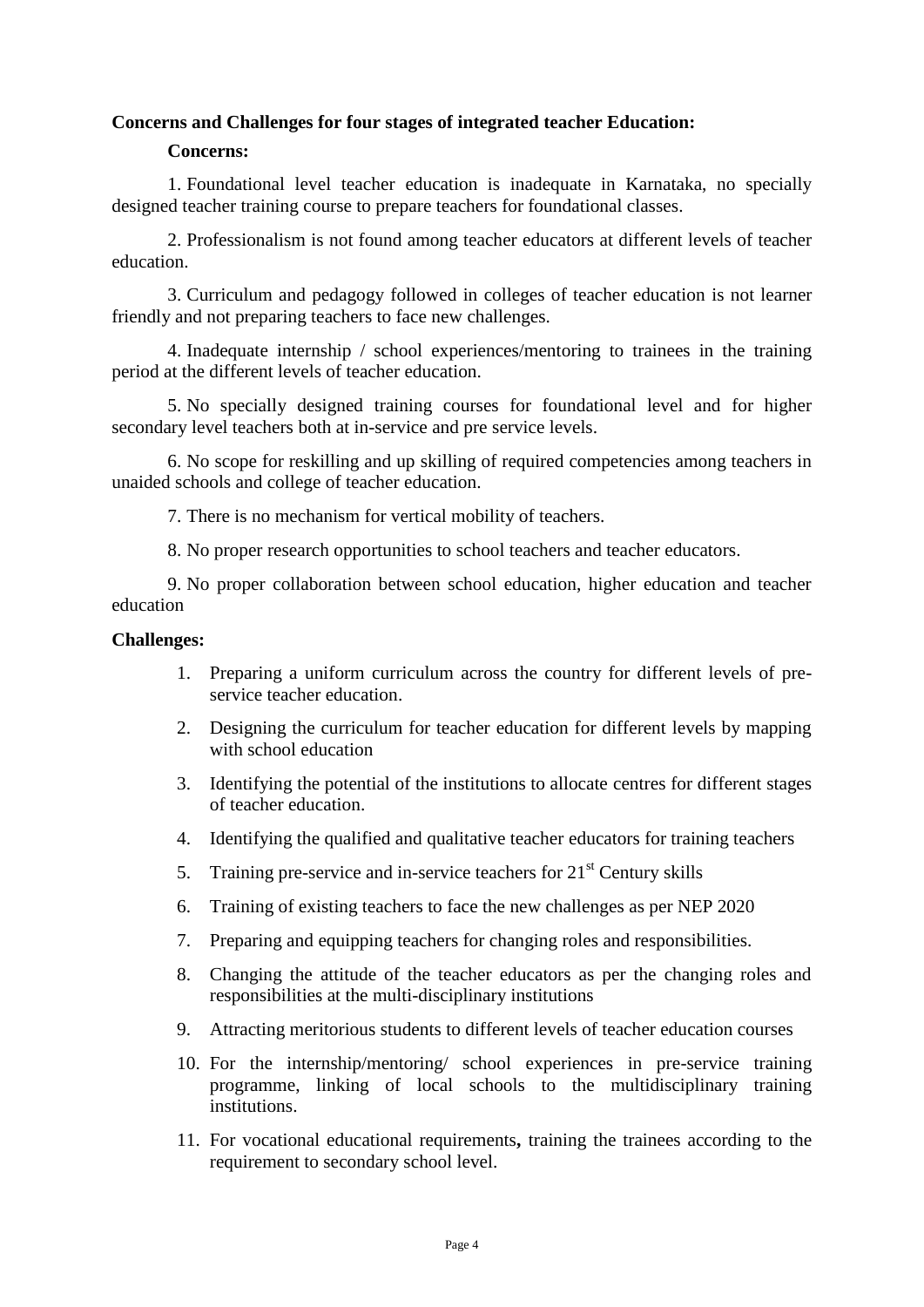**Concerns and Challenges for four stages of integrated teacher Education:**

**Concerns:**

1. Foundational level teacher education is inadequate in Karnataka, no specially designed teacher training course to prepare teachers for foundational classes.

2. Professionalism is not found among teacher educators at different levels of teacher education.

3. Curriculum and pedagogy followed in colleges of teacher education is not learner friendly and not preparing teachers to face new challenges.

4. Inadequate internship / school experiences/mentoring to trainees in the training period at the different levels of teacher education.

5. No specially designed training courses for foundational level and for higher secondary level teachers both at in-service and pre service levels.

6. No scope for reskilling and up skilling of required competencies among teachers in unaided schools and college of teacher education.

7. There is no mechanism for vertical mobility of teachers.

8. No proper research opportunities to school teachers and teacher educators.

9. No proper collaboration between school education, higher education and teacher education

**Challenges:**

1. Preparing a uniform curriculum across the country for different levels of pre-service teacher education.
2. Designing the curriculum for teacher education for different levels by mapping with school education
3. Identifying the potential of the institutions to allocate centres for different stages of teacher education.
4. Identifying the qualified and qualitative teacher educators for training teachers
5. Training pre-service and in-service teachers for 21st Century skills
6. Training of existing teachers to face the new challenges as per NEP 2020
7. Preparing and equipping teachers for changing roles and responsibilities.
8. Changing the attitude of the teacher educators as per the changing roles and responsibilities at the multi-disciplinary institutions
9. Attracting meritorious students to different levels of teacher education courses
10. For the internship/mentoring/ school experiences in pre-service training programme, linking of local schools to the multidisciplinary training institutions.
11. For vocational educational requirements**,** training the trainees according to the requirement to secondary school level.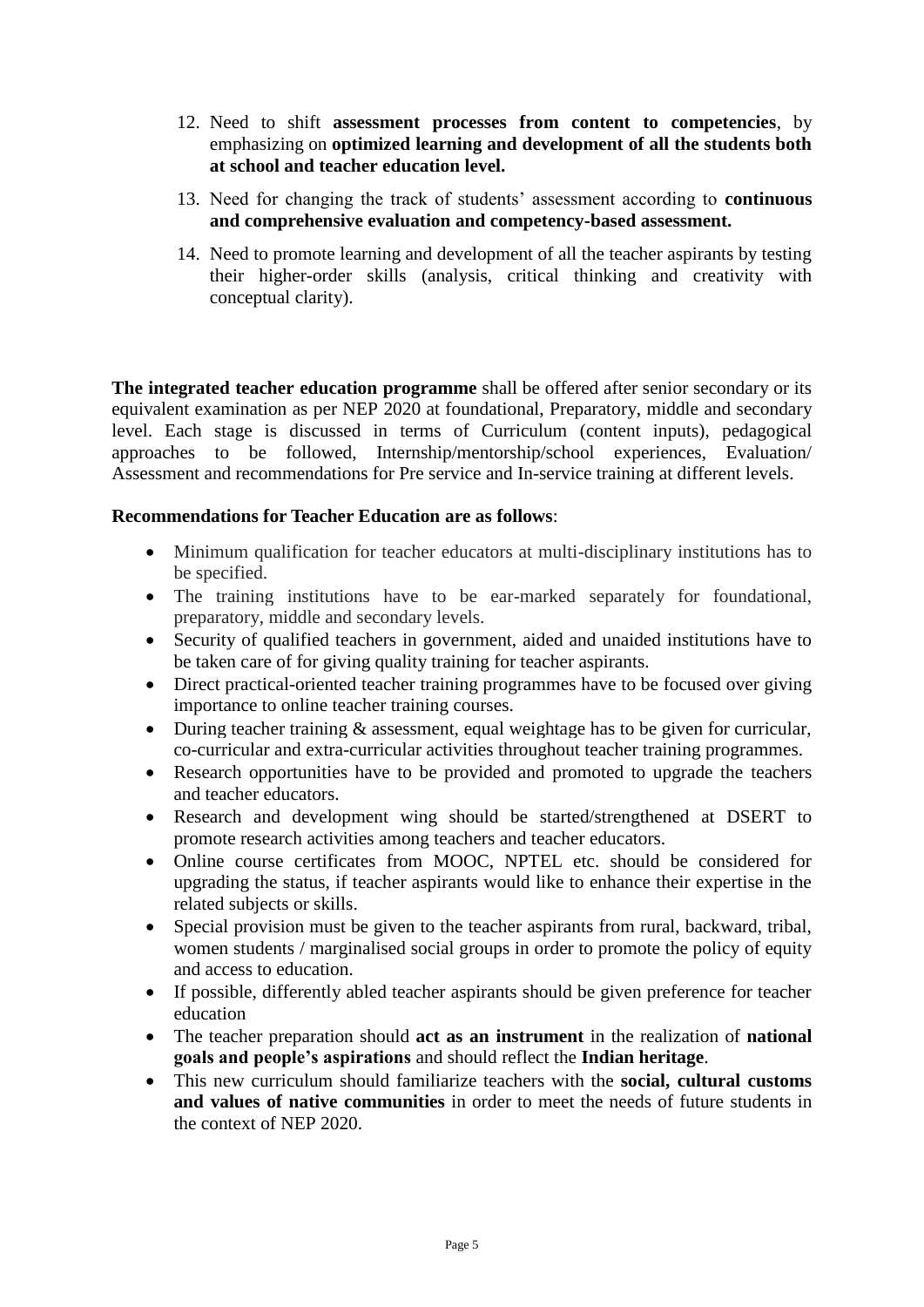12. Need to shift **assessment processes from content to competencies**, by emphasizing on **optimized learning and development of all the students both at school and teacher education level.**
13. Need for changing the track of students' assessment according to **continuous and comprehensive evaluation and competency-based assessment.**
14. Need to promote learning and development of all the teacher aspirants by testing their higher-order skills (analysis, critical thinking and creativity with conceptual clarity).

**The integrated teacher education programme** shall be offered after senior secondary or its equivalent examination as per NEP 2020 at foundational, Preparatory, middle and secondary level. Each stage is discussed in terms of Curriculum (content inputs), pedagogical approaches to be followed, Internship/mentorship/school experiences, Evaluation/ Assessment and recommendations for Pre service and In-service training at different levels.

**Recommendations for Teacher Education are as follows**:

- Minimum qualification for teacher educators at multi-disciplinary institutions has to be specified.
- The training institutions have to be ear-marked separately for foundational, preparatory, middle and secondary levels.
- Security of qualified teachers in government, aided and unaided institutions have to be taken care of for giving quality training for teacher aspirants.
- Direct practical-oriented teacher training programmes have to be focused over giving importance to online teacher training courses.
- During teacher training & assessment, equal weightage has to be given for curricular, co-curricular and extra-curricular activities throughout teacher training programmes.
- Research opportunities have to be provided and promoted to upgrade the teachers and teacher educators.
- Research and development wing should be started/strengthened at DSERT to promote research activities among teachers and teacher educators.
- Online course certificates from MOOC, NPTEL etc. should be considered for upgrading the status, if teacher aspirants would like to enhance their expertise in the related subjects or skills.
- Special provision must be given to the teacher aspirants from rural, backward, tribal, women students / marginalised social groups in order to promote the policy of equity and access to education.
- If possible, differently abled teacher aspirants should be given preference for teacher education
- The teacher preparation should **act as an instrument** in the realization of **national goals and people's aspirations** and should reflect the **Indian heritage**.
- This new curriculum should familiarize teachers with the **social, cultural customs and values of native communities** in order to meet the needs of future students in the context of NEP 2020.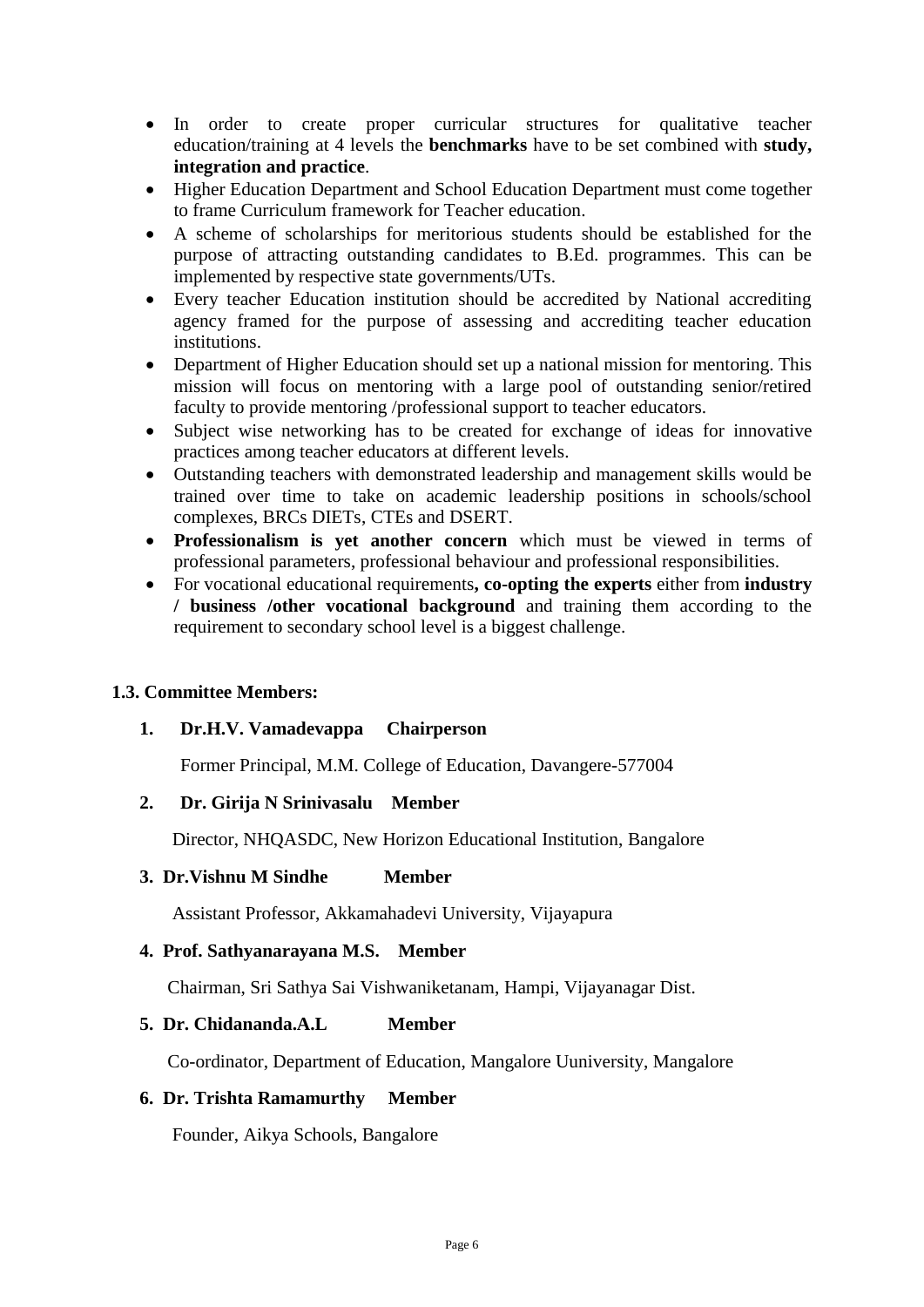- In order to create proper curricular structures for qualitative teacher education/training at 4 levels the **benchmarks** have to be set combined with **study, integration and practice**.
- Higher Education Department and School Education Department must come together to frame Curriculum framework for Teacher education.
- A scheme of scholarships for meritorious students should be established for the purpose of attracting outstanding candidates to B.Ed. programmes. This can be implemented by respective state governments/UTs.
- Every teacher Education institution should be accredited by National accrediting agency framed for the purpose of assessing and accrediting teacher education institutions.
- Department of Higher Education should set up a national mission for mentoring. This mission will focus on mentoring with a large pool of outstanding senior/retired faculty to provide mentoring /professional support to teacher educators.
- Subject wise networking has to be created for exchange of ideas for innovative practices among teacher educators at different levels.
- Outstanding teachers with demonstrated leadership and management skills would be trained over time to take on academic leadership positions in schools/school complexes, BRCs DIETs, CTEs and DSERT.
- **Professionalism is yet another concern** which must be viewed in terms of professional parameters, professional behaviour and professional responsibilities.
- For vocational educational requirements**, co-opting the experts** either from **industry / business /other vocational background** and training them according to the requirement to secondary school level is a biggest challenge.

### 1.3. Committee Members:

1. **Dr.H.V. Vamadevappa Chairperson**

   Former Principal, M.M. College of Education, Davangere-577004

2. **Dr. Girija N Srinivasalu Member**

   Director, NHQASDC, New Horizon Educational Institution, Bangalore

3. **Dr.Vishnu M Sindhe Member**

   Assistant Professor, Akkamahadevi University, Vijayapura

4. **Prof. Sathyanarayana M.S. Member**

   Chairman, Sri Sathya Sai Vishwaniketanam, Hampi, Vijayanagar Dist.

5. **Dr. Chidananda.A.L Member**

   Co-ordinator, Department of Education, Mangalore Uuniversity, Mangalore

6. **Dr. Trishta Ramamurthy Member**

   Founder, Aikya Schools, Bangalore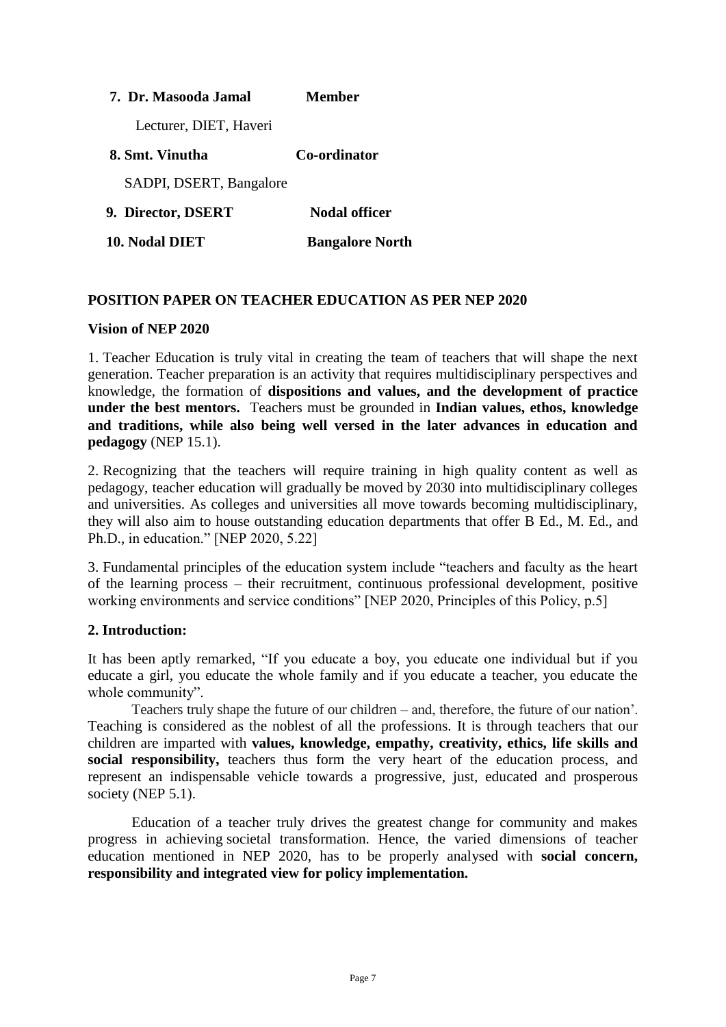**7. Dr. Masooda Jamal** **Member**

Lecturer, DIET, Haveri

**8. Smt. Vinutha** **Co-ordinator**

SADPI, DSERT, Bangalore

**9. Director, DSERT** **Nodal officer**

**10. Nodal DIET** **Bangalore North**

## POSITION PAPER ON TEACHER EDUCATION AS PER NEP 2020

### Vision of NEP 2020

1. Teacher Education is truly vital in creating the team of teachers that will shape the next generation. Teacher preparation is an activity that requires multidisciplinary perspectives and knowledge, the formation of **dispositions and values, and the development of practice under the best mentors.** Teachers must be grounded in **Indian values, ethos, knowledge and traditions, while also being well versed in the later advances in education and pedagogy** (NEP 15.1).

2. Recognizing that the teachers will require training in high quality content as well as pedagogy, teacher education will gradually be moved by 2030 into multidisciplinary colleges and universities. As colleges and universities all move towards becoming multidisciplinary, they will also aim to house outstanding education departments that offer B Ed., M. Ed., and Ph.D., in education." [NEP 2020, 5.22]

3. Fundamental principles of the education system include "teachers and faculty as the heart of the learning process – their recruitment, continuous professional development, positive working environments and service conditions" [NEP 2020, Principles of this Policy, p.5]

### 2. Introduction:

It has been aptly remarked, "If you educate a boy, you educate one individual but if you educate a girl, you educate the whole family and if you educate a teacher, you educate the whole community".

Teachers truly shape the future of our children – and, therefore, the future of our nation'. Teaching is considered as the noblest of all the professions. It is through teachers that our children are imparted with **values, knowledge, empathy, creativity, ethics, life skills and social responsibility,** teachers thus form the very heart of the education process, and represent an indispensable vehicle towards a progressive, just, educated and prosperous society (NEP 5.1).

Education of a teacher truly drives the greatest change for community and makes progress in achieving societal transformation. Hence, the varied dimensions of teacher education mentioned in NEP 2020, has to be properly analysed with **social concern, responsibility and integrated view for policy implementation.**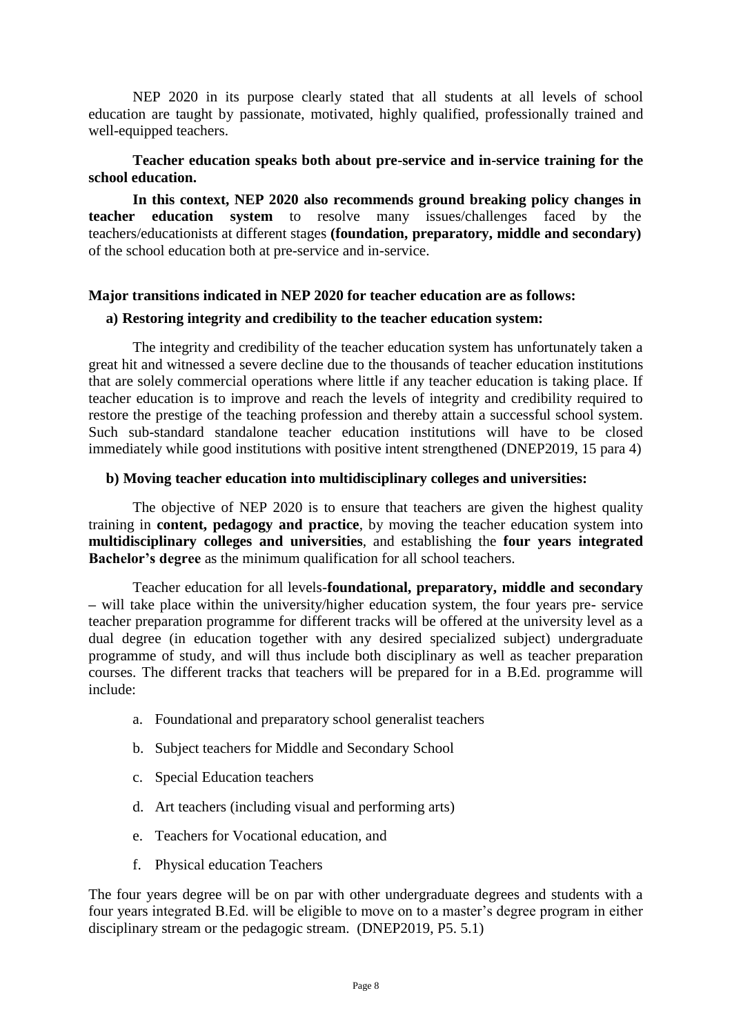NEP 2020 in its purpose clearly stated that all students at all levels of school education are taught by passionate, motivated, highly qualified, professionally trained and well-equipped teachers.

**Teacher education speaks both about pre-service and in-service training for the school education.**

**In this context, NEP 2020 also recommends ground breaking policy changes in teacher education system** to resolve many issues/challenges faced by the teachers/educationists at different stages **(foundation, preparatory, middle and secondary)** of the school education both at pre-service and in-service.

**Major transitions indicated in NEP 2020 for teacher education are as follows:**

**a) Restoring integrity and credibility to the teacher education system:**

The integrity and credibility of the teacher education system has unfortunately taken a great hit and witnessed a severe decline due to the thousands of teacher education institutions that are solely commercial operations where little if any teacher education is taking place. If teacher education is to improve and reach the levels of integrity and credibility required to restore the prestige of the teaching profession and thereby attain a successful school system. Such sub-standard standalone teacher education institutions will have to be closed immediately while good institutions with positive intent strengthened (DNEP2019, 15 para 4)

**b) Moving teacher education into multidisciplinary colleges and universities:**

The objective of NEP 2020 is to ensure that teachers are given the highest quality training in **content, pedagogy and practice**, by moving the teacher education system into **multidisciplinary colleges and universities**, and establishing the **four years integrated Bachelor's degree** as the minimum qualification for all school teachers.

Teacher education for all levels-**foundational, preparatory, middle and secondary –** will take place within the university/higher education system, the four years pre- service teacher preparation programme for different tracks will be offered at the university level as a dual degree (in education together with any desired specialized subject) undergraduate programme of study, and will thus include both disciplinary as well as teacher preparation courses. The different tracks that teachers will be prepared for in a B.Ed. programme will include:

a. Foundational and preparatory school generalist teachers
b. Subject teachers for Middle and Secondary School
c. Special Education teachers
d. Art teachers (including visual and performing arts)
e. Teachers for Vocational education, and
f. Physical education Teachers

The four years degree will be on par with other undergraduate degrees and students with a four years integrated B.Ed. will be eligible to move on to a master's degree program in either disciplinary stream or the pedagogic stream. (DNEP2019, P5. 5.1)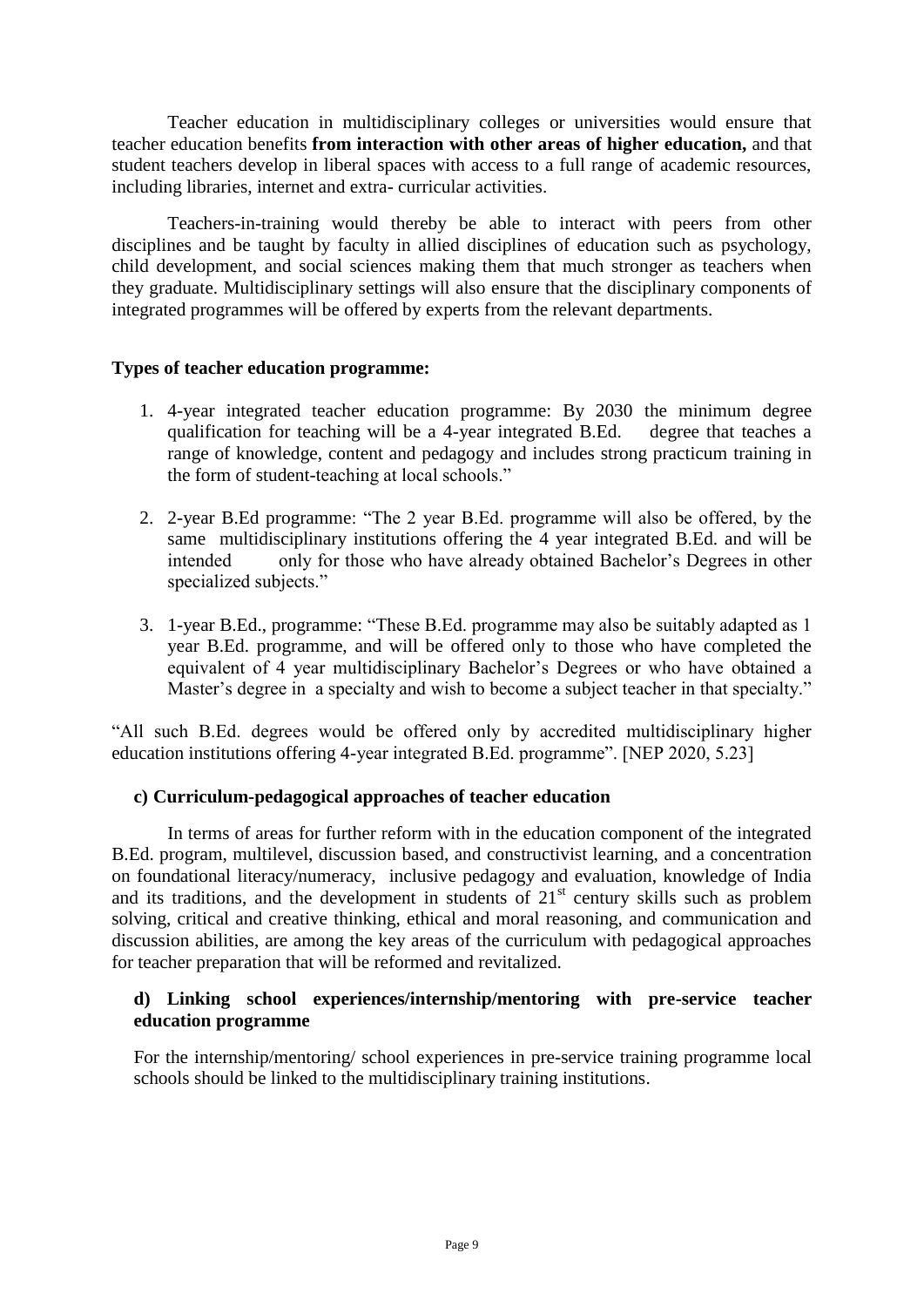Teacher education in multidisciplinary colleges or universities would ensure that teacher education benefits **from interaction with other areas of higher education,** and that student teachers develop in liberal spaces with access to a full range of academic resources, including libraries, internet and extra- curricular activities.

Teachers-in-training would thereby be able to interact with peers from other disciplines and be taught by faculty in allied disciplines of education such as psychology, child development, and social sciences making them that much stronger as teachers when they graduate. Multidisciplinary settings will also ensure that the disciplinary components of integrated programmes will be offered by experts from the relevant departments.

**Types of teacher education programme:**

1. 4-year integrated teacher education programme: By 2030 the minimum degree qualification for teaching will be a 4-year integrated B.Ed. degree that teaches a range of knowledge, content and pedagogy and includes strong practicum training in the form of student-teaching at local schools."

2. 2-year B.Ed programme: "The 2 year B.Ed. programme will also be offered, by the same multidisciplinary institutions offering the 4 year integrated B.Ed. and will be intended only for those who have already obtained Bachelor's Degrees in other specialized subjects."

3. 1-year B.Ed., programme: "These B.Ed. programme may also be suitably adapted as 1 year B.Ed. programme, and will be offered only to those who have completed the equivalent of 4 year multidisciplinary Bachelor's Degrees or who have obtained a Master's degree in a specialty and wish to become a subject teacher in that specialty."

"All such B.Ed. degrees would be offered only by accredited multidisciplinary higher education institutions offering 4-year integrated B.Ed. programme". [NEP 2020, 5.23]

**c) Curriculum-pedagogical approaches of teacher education**

In terms of areas for further reform with in the education component of the integrated B.Ed. program, multilevel, discussion based, and constructivist learning, and a concentration on foundational literacy/numeracy, inclusive pedagogy and evaluation, knowledge of India and its traditions, and the development in students of 21st century skills such as problem solving, critical and creative thinking, ethical and moral reasoning, and communication and discussion abilities, are among the key areas of the curriculum with pedagogical approaches for teacher preparation that will be reformed and revitalized.

**d) Linking school experiences/internship/mentoring with pre-service teacher education programme**

For the internship/mentoring/ school experiences in pre-service training programme local schools should be linked to the multidisciplinary training institutions.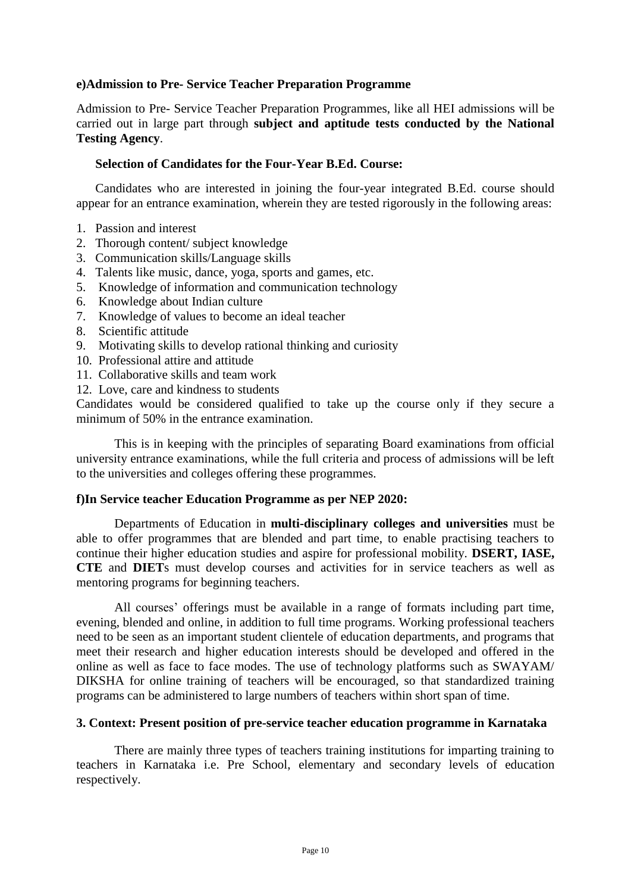**e)Admission to Pre- Service Teacher Preparation Programme**

Admission to Pre- Service Teacher Preparation Programmes, like all HEI admissions will be carried out in large part through **subject and aptitude tests conducted by the National Testing Agency**.

**Selection of Candidates for the Four-Year B.Ed. Course:**

Candidates who are interested in joining the four-year integrated B.Ed. course should appear for an entrance examination, wherein they are tested rigorously in the following areas:

1. Passion and interest
2. Thorough content/ subject knowledge
3. Communication skills/Language skills
4. Talents like music, dance, yoga, sports and games, etc.
5. Knowledge of information and communication technology
6. Knowledge about Indian culture
7. Knowledge of values to become an ideal teacher
8. Scientific attitude
9. Motivating skills to develop rational thinking and curiosity
10. Professional attire and attitude
11. Collaborative skills and team work
12. Love, care and kindness to students

Candidates would be considered qualified to take up the course only if they secure a minimum of 50% in the entrance examination.

This is in keeping with the principles of separating Board examinations from official university entrance examinations, while the full criteria and process of admissions will be left to the universities and colleges offering these programmes.

**f)In Service teacher Education Programme as per NEP 2020:**

Departments of Education in **multi-disciplinary colleges and universities** must be able to offer programmes that are blended and part time, to enable practising teachers to continue their higher education studies and aspire for professional mobility. **DSERT, IASE, CTE** and **DIET**s must develop courses and activities for in service teachers as well as mentoring programs for beginning teachers.

All courses' offerings must be available in a range of formats including part time, evening, blended and online, in addition to full time programs. Working professional teachers need to be seen as an important student clientele of education departments, and programs that meet their research and higher education interests should be developed and offered in the online as well as face to face modes. The use of technology platforms such as SWAYAM/ DIKSHA for online training of teachers will be encouraged, so that standardized training programs can be administered to large numbers of teachers within short span of time.

**3. Context: Present position of pre-service teacher education programme in Karnataka**

There are mainly three types of teachers training institutions for imparting training to teachers in Karnataka i.e. Pre School, elementary and secondary levels of education respectively.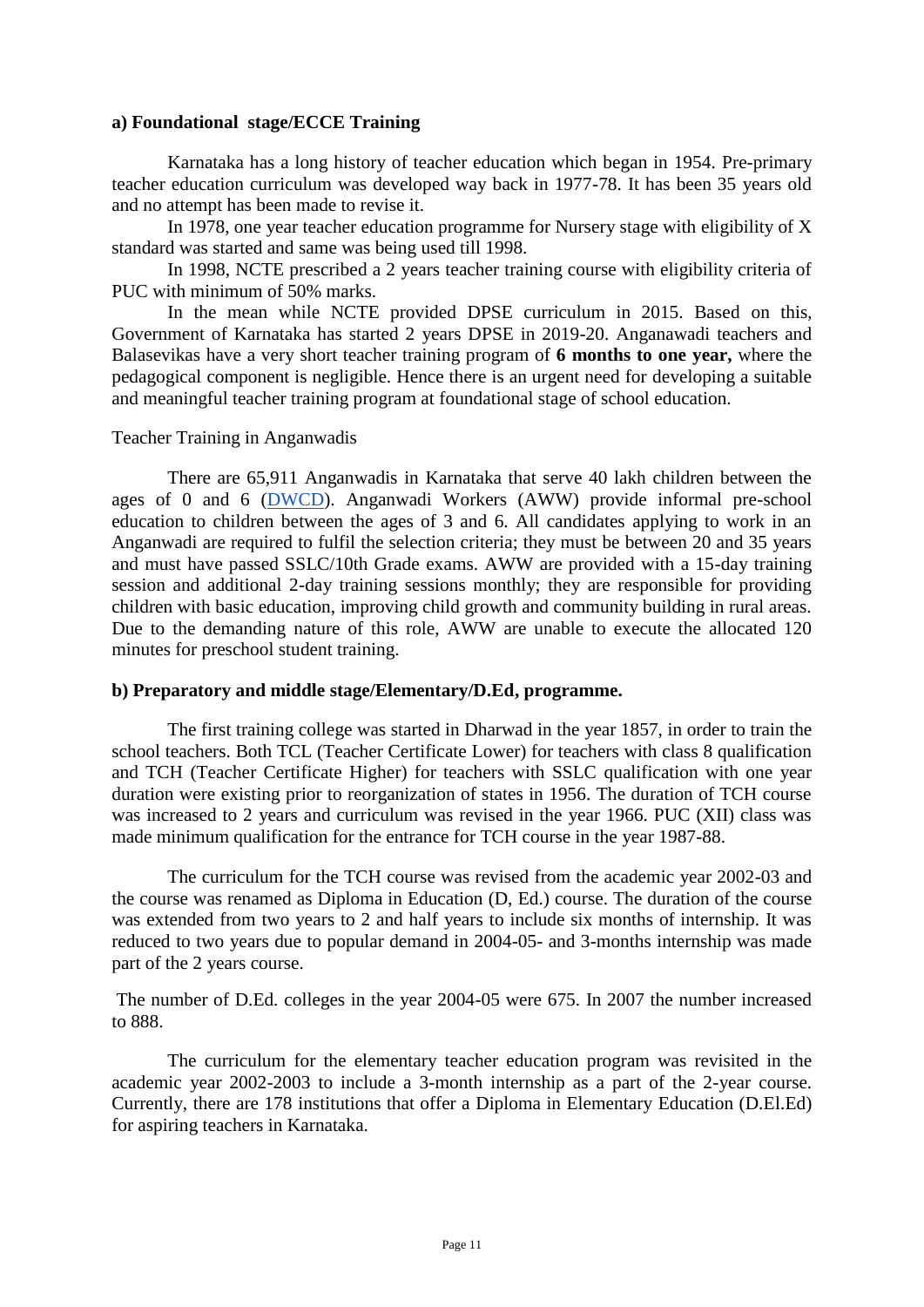**a) Foundational stage/ECCE Training**

Karnataka has a long history of teacher education which began in 1954. Pre-primary teacher education curriculum was developed way back in 1977-78. It has been 35 years old and no attempt has been made to revise it.

In 1978, one year teacher education programme for Nursery stage with eligibility of X standard was started and same was being used till 1998.

In 1998, NCTE prescribed a 2 years teacher training course with eligibility criteria of PUC with minimum of 50% marks.

In the mean while NCTE provided DPSE curriculum in 2015. Based on this, Government of Karnataka has started 2 years DPSE in 2019-20. Anganawadi teachers and Balasevikas have a very short teacher training program of **6 months to one year,** where the pedagogical component is negligible. Hence there is an urgent need for developing a suitable and meaningful teacher training program at foundational stage of school education.

Teacher Training in Anganwadis

There are 65,911 Anganwadis in Karnataka that serve 40 lakh children between the ages of 0 and 6 (DWCD). Anganwadi Workers (AWW) provide informal pre-school education to children between the ages of 3 and 6. All candidates applying to work in an Anganwadi are required to fulfil the selection criteria; they must be between 20 and 35 years and must have passed SSLC/10th Grade exams. AWW are provided with a 15-day training session and additional 2-day training sessions monthly; they are responsible for providing children with basic education, improving child growth and community building in rural areas. Due to the demanding nature of this role, AWW are unable to execute the allocated 120 minutes for preschool student training.

**b) Preparatory and middle stage/Elementary/D.Ed, programme.**

The first training college was started in Dharwad in the year 1857, in order to train the school teachers. Both TCL (Teacher Certificate Lower) for teachers with class 8 qualification and TCH (Teacher Certificate Higher) for teachers with SSLC qualification with one year duration were existing prior to reorganization of states in 1956. The duration of TCH course was increased to 2 years and curriculum was revised in the year 1966. PUC (XII) class was made minimum qualification for the entrance for TCH course in the year 1987-88.

The curriculum for the TCH course was revised from the academic year 2002-03 and the course was renamed as Diploma in Education (D, Ed.) course. The duration of the course was extended from two years to 2 and half years to include six months of internship. It was reduced to two years due to popular demand in 2004-05- and 3-months internship was made part of the 2 years course.

The number of D.Ed. colleges in the year 2004-05 were 675. In 2007 the number increased to 888.

The curriculum for the elementary teacher education program was revisited in the academic year 2002-2003 to include a 3-month internship as a part of the 2-year course. Currently, there are 178 institutions that offer a Diploma in Elementary Education (D.El.Ed) for aspiring teachers in Karnataka.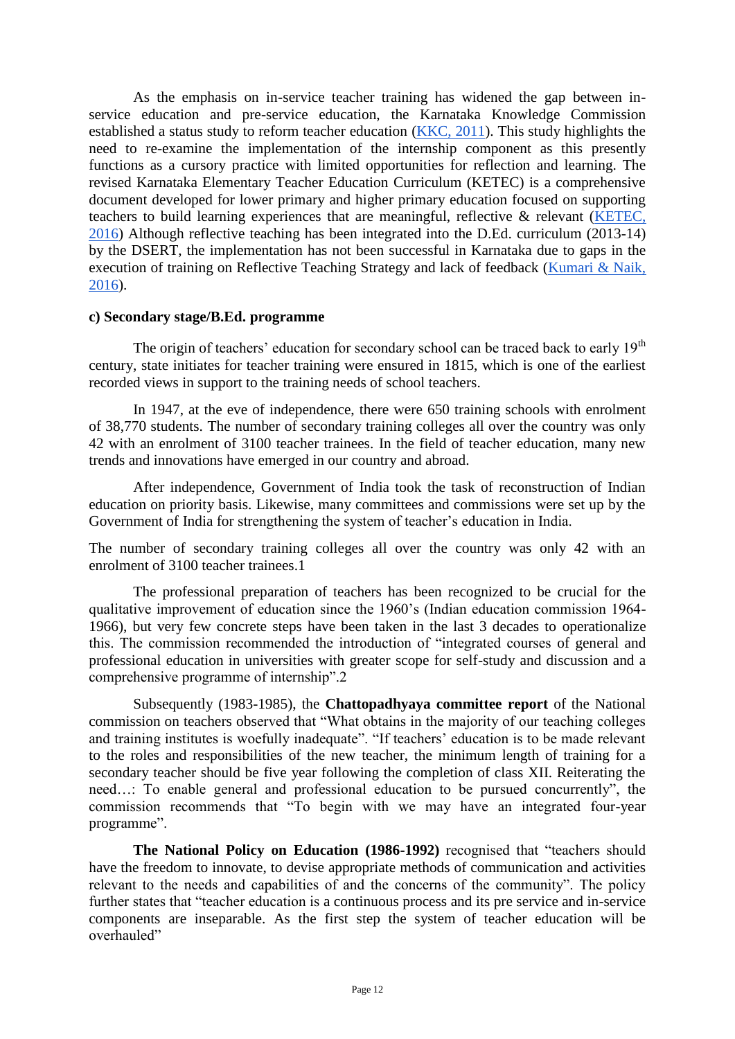As the emphasis on in-service teacher training has widened the gap between in-service education and pre-service education, the Karnataka Knowledge Commission established a status study to reform teacher education (KKC, 2011). This study highlights the need to re-examine the implementation of the internship component as this presently functions as a cursory practice with limited opportunities for reflection and learning. The revised Karnataka Elementary Teacher Education Curriculum (KETEC) is a comprehensive document developed for lower primary and higher primary education focused on supporting teachers to build learning experiences that are meaningful, reflective & relevant (KETEC, 2016) Although reflective teaching has been integrated into the D.Ed. curriculum (2013-14) by the DSERT, the implementation has not been successful in Karnataka due to gaps in the execution of training on Reflective Teaching Strategy and lack of feedback (Kumari & Naik, 2016).

**c) Secondary stage/B.Ed. programme**

The origin of teachers' education for secondary school can be traced back to early 19th century, state initiates for teacher training were ensured in 1815, which is one of the earliest recorded views in support to the training needs of school teachers.

In 1947, at the eve of independence, there were 650 training schools with enrolment of 38,770 students. The number of secondary training colleges all over the country was only 42 with an enrolment of 3100 teacher trainees. In the field of teacher education, many new trends and innovations have emerged in our country and abroad.

After independence, Government of India took the task of reconstruction of Indian education on priority basis. Likewise, many committees and commissions were set up by the Government of India for strengthening the system of teacher's education in India.

The number of secondary training colleges all over the country was only 42 with an enrolment of 3100 teacher trainees.1

The professional preparation of teachers has been recognized to be crucial for the qualitative improvement of education since the 1960's (Indian education commission 1964-1966), but very few concrete steps have been taken in the last 3 decades to operationalize this. The commission recommended the introduction of "integrated courses of general and professional education in universities with greater scope for self-study and discussion and a comprehensive programme of internship".2

Subsequently (1983-1985), the **Chattopadhyaya committee report** of the National commission on teachers observed that "What obtains in the majority of our teaching colleges and training institutes is woefully inadequate". "If teachers' education is to be made relevant to the roles and responsibilities of the new teacher, the minimum length of training for a secondary teacher should be five year following the completion of class XII. Reiterating the need…: To enable general and professional education to be pursued concurrently", the commission recommends that "To begin with we may have an integrated four-year programme".

**The National Policy on Education (1986-1992)** recognised that "teachers should have the freedom to innovate, to devise appropriate methods of communication and activities relevant to the needs and capabilities of and the concerns of the community". The policy further states that "teacher education is a continuous process and its pre service and in-service components are inseparable. As the first step the system of teacher education will be overhauled"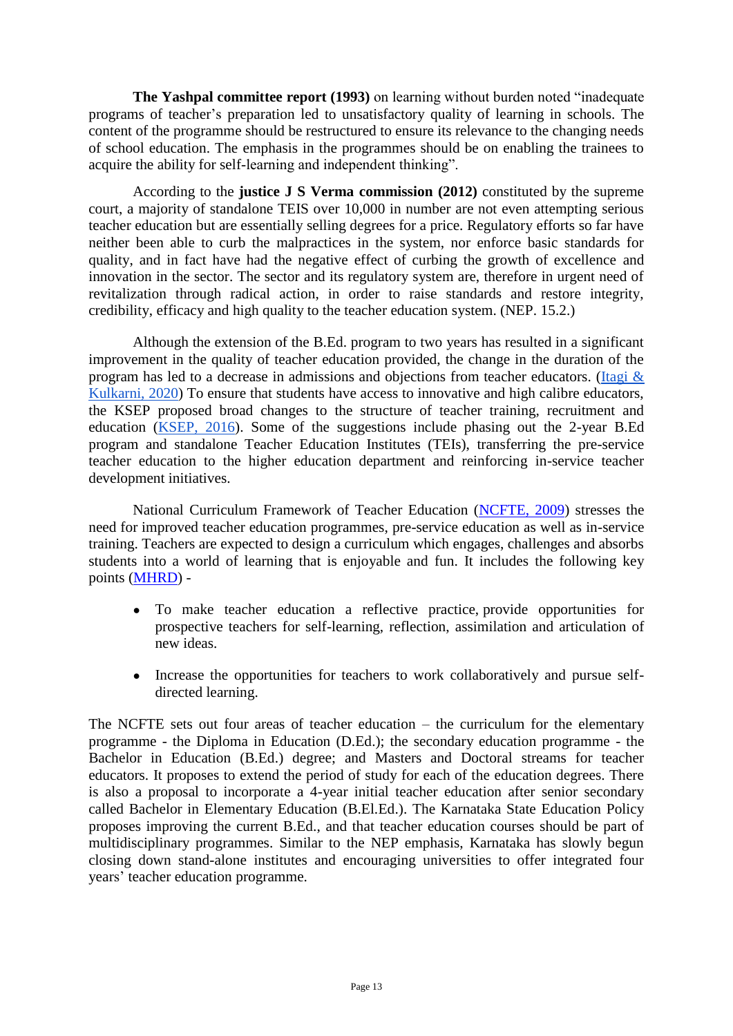**The Yashpal committee report (1993)** on learning without burden noted "inadequate programs of teacher's preparation led to unsatisfactory quality of learning in schools. The content of the programme should be restructured to ensure its relevance to the changing needs of school education. The emphasis in the programmes should be on enabling the trainees to acquire the ability for self-learning and independent thinking".

According to the **justice J S Verma commission (2012)** constituted by the supreme court, a majority of standalone TEIS over 10,000 in number are not even attempting serious teacher education but are essentially selling degrees for a price. Regulatory efforts so far have neither been able to curb the malpractices in the system, nor enforce basic standards for quality, and in fact have had the negative effect of curbing the growth of excellence and innovation in the sector. The sector and its regulatory system are, therefore in urgent need of revitalization through radical action, in order to raise standards and restore integrity, credibility, efficacy and high quality to the teacher education system. (NEP. 15.2.)

Although the extension of the B.Ed. program to two years has resulted in a significant improvement in the quality of teacher education provided, the change in the duration of the program has led to a decrease in admissions and objections from teacher educators. (Itagi & Kulkarni, 2020) To ensure that students have access to innovative and high calibre educators, the KSEP proposed broad changes to the structure of teacher training, recruitment and education (KSEP, 2016). Some of the suggestions include phasing out the 2-year B.Ed program and standalone Teacher Education Institutes (TEIs), transferring the pre-service teacher education to the higher education department and reinforcing in-service teacher development initiatives.

National Curriculum Framework of Teacher Education (NCFTE, 2009) stresses the need for improved teacher education programmes, pre-service education as well as in-service training. Teachers are expected to design a curriculum which engages, challenges and absorbs students into a world of learning that is enjoyable and fun. It includes the following key points (MHRD) -

- To make teacher education a reflective practice, provide opportunities for prospective teachers for self-learning, reflection, assimilation and articulation of new ideas.
- Increase the opportunities for teachers to work collaboratively and pursue self-directed learning.

The NCFTE sets out four areas of teacher education – the curriculum for the elementary programme - the Diploma in Education (D.Ed.); the secondary education programme - the Bachelor in Education (B.Ed.) degree; and Masters and Doctoral streams for teacher educators. It proposes to extend the period of study for each of the education degrees. There is also a proposal to incorporate a 4-year initial teacher education after senior secondary called Bachelor in Elementary Education (B.El.Ed.). The Karnataka State Education Policy proposes improving the current B.Ed., and that teacher education courses should be part of multidisciplinary programmes. Similar to the NEP emphasis, Karnataka has slowly begun closing down stand-alone institutes and encouraging universities to offer integrated four years' teacher education programme.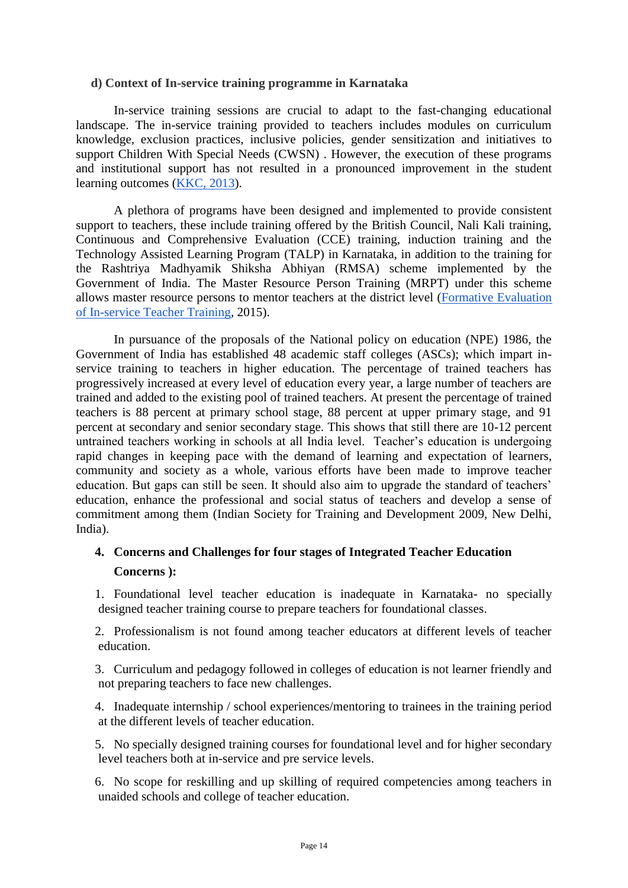**d) Context of In-service training programme in Karnataka**

In-service training sessions are crucial to adapt to the fast-changing educational landscape. The in-service training provided to teachers includes modules on curriculum knowledge, exclusion practices, inclusive policies, gender sensitization and initiatives to support Children With Special Needs (CWSN) . However, the execution of these programs and institutional support has not resulted in a pronounced improvement in the student learning outcomes (KKC, 2013).

A plethora of programs have been designed and implemented to provide consistent support to teachers, these include training offered by the British Council, Nali Kali training, Continuous and Comprehensive Evaluation (CCE) training, induction training and the Technology Assisted Learning Program (TALP) in Karnataka, in addition to the training for the Rashtriya Madhyamik Shiksha Abhiyan (RMSA) scheme implemented by the Government of India. The Master Resource Person Training (MRPT) under this scheme allows master resource persons to mentor teachers at the district level (Formative Evaluation of In-service Teacher Training, 2015).

In pursuance of the proposals of the National policy on education (NPE) 1986, the Government of India has established 48 academic staff colleges (ASCs); which impart in-service training to teachers in higher education. The percentage of trained teachers has progressively increased at every level of education every year, a large number of teachers are trained and added to the existing pool of trained teachers. At present the percentage of trained teachers is 88 percent at primary school stage, 88 percent at upper primary stage, and 91 percent at secondary and senior secondary stage. This shows that still there are 10-12 percent untrained teachers working in schools at all India level. Teacher's education is undergoing rapid changes in keeping pace with the demand of learning and expectation of learners, community and society as a whole, various efforts have been made to improve teacher education. But gaps can still be seen. It should also aim to upgrade the standard of teachers' education, enhance the professional and social status of teachers and develop a sense of commitment among them (Indian Society for Training and Development 2009, New Delhi, India).

**4. Concerns and Challenges for four stages of Integrated Teacher Education**

**Concerns ):**

1. Foundational level teacher education is inadequate in Karnataka- no specially designed teacher training course to prepare teachers for foundational classes.
2. Professionalism is not found among teacher educators at different levels of teacher education.
3. Curriculum and pedagogy followed in colleges of education is not learner friendly and not preparing teachers to face new challenges.
4. Inadequate internship / school experiences/mentoring to trainees in the training period at the different levels of teacher education.
5. No specially designed training courses for foundational level and for higher secondary level teachers both at in-service and pre service levels.
6. No scope for reskilling and up skilling of required competencies among teachers in unaided schools and college of teacher education.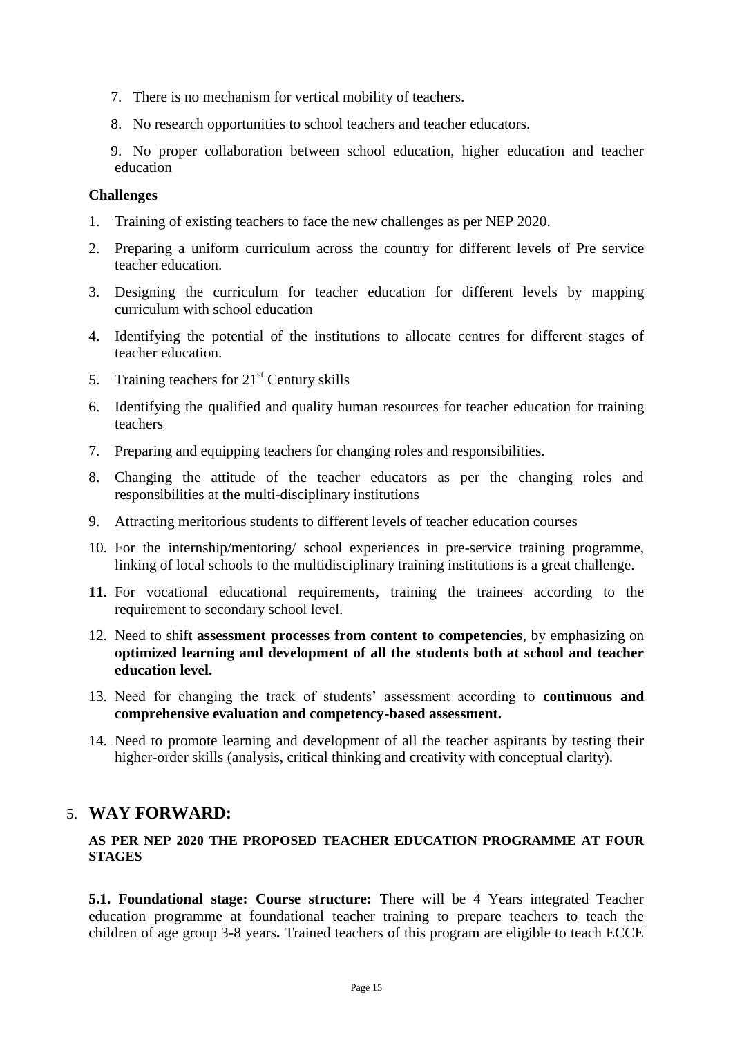7. There is no mechanism for vertical mobility of teachers.
8. No research opportunities to school teachers and teacher educators.
9. No proper collaboration between school education, higher education and teacher education

**Challenges**

1. Training of existing teachers to face the new challenges as per NEP 2020.
2. Preparing a uniform curriculum across the country for different levels of Pre service teacher education.
3. Designing the curriculum for teacher education for different levels by mapping curriculum with school education
4. Identifying the potential of the institutions to allocate centres for different stages of teacher education.
5. Training teachers for 21st Century skills
6. Identifying the qualified and quality human resources for teacher education for training teachers
7. Preparing and equipping teachers for changing roles and responsibilities.
8. Changing the attitude of the teacher educators as per the changing roles and responsibilities at the multi-disciplinary institutions
9. Attracting meritorious students to different levels of teacher education courses
10. For the internship/mentoring/ school experiences in pre-service training programme, linking of local schools to the multidisciplinary training institutions is a great challenge.
11. For vocational educational requirements**,** training the trainees according to the requirement to secondary school level.
12. Need to shift **assessment processes from content to competencies**, by emphasizing on **optimized learning and development of all the students both at school and teacher education level.**
13. Need for changing the track of students' assessment according to **continuous and comprehensive evaluation and competency-based assessment.**
14. Need to promote learning and development of all the teacher aspirants by testing their higher-order skills (analysis, critical thinking and creativity with conceptual clarity).

## 5. WAY FORWARD:

### AS PER NEP 2020 THE PROPOSED TEACHER EDUCATION PROGRAMME AT FOUR STAGES

**5.1. Foundational stage: Course structure:** There will be 4 Years integrated Teacher education programme at foundational teacher training to prepare teachers to teach the children of age group 3-8 years**.** Trained teachers of this program are eligible to teach ECCE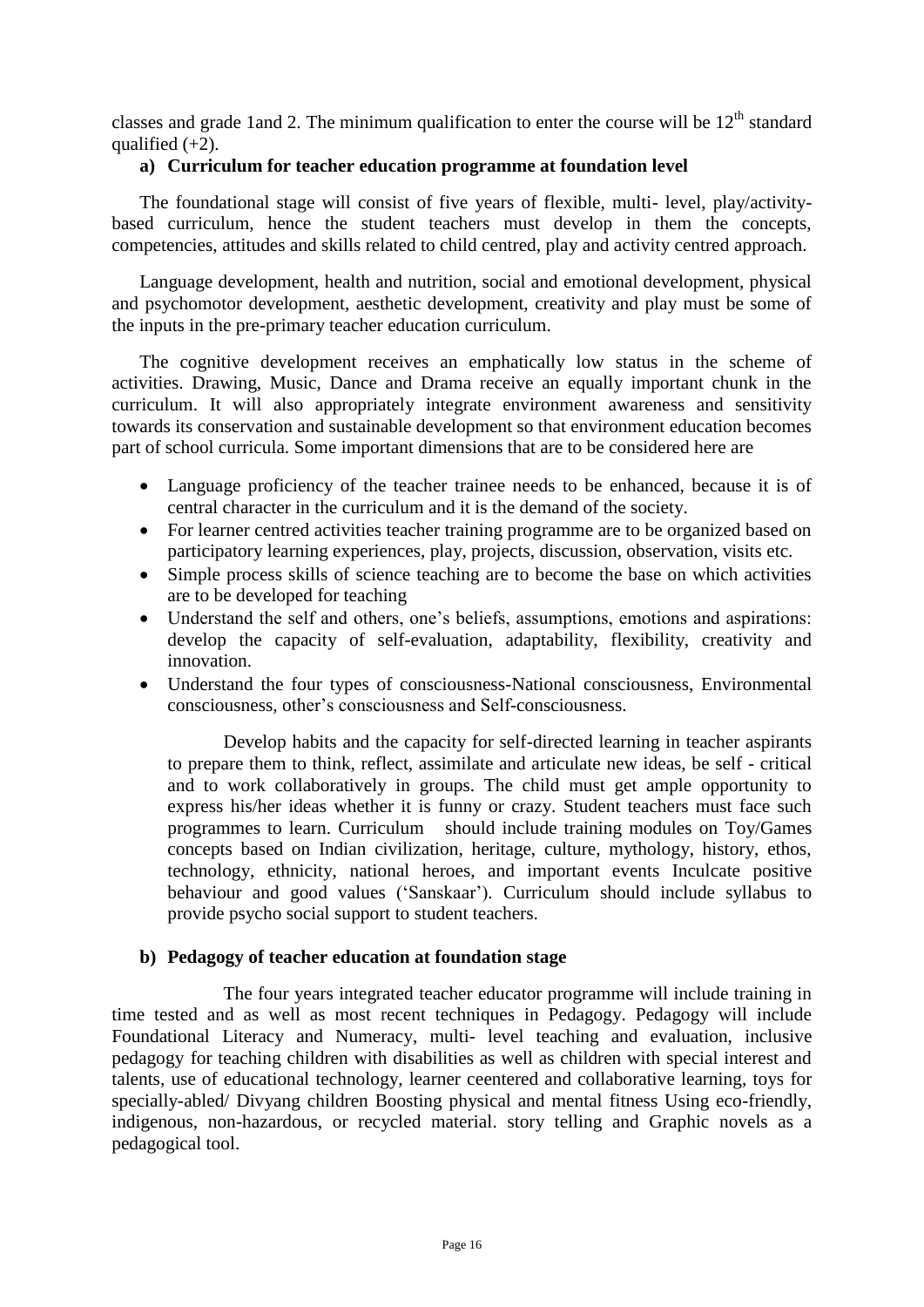classes and grade 1and 2. The minimum qualification to enter the course will be 12th standard qualified (+2).

**a) Curriculum for teacher education programme at foundation level**

The foundational stage will consist of five years of flexible, multi- level, play/activity-based curriculum, hence the student teachers must develop in them the concepts, competencies, attitudes and skills related to child centred, play and activity centred approach.

Language development, health and nutrition, social and emotional development, physical and psychomotor development, aesthetic development, creativity and play must be some of the inputs in the pre-primary teacher education curriculum.

The cognitive development receives an emphatically low status in the scheme of activities. Drawing, Music, Dance and Drama receive an equally important chunk in the curriculum. It will also appropriately integrate environment awareness and sensitivity towards its conservation and sustainable development so that environment education becomes part of school curricula. Some important dimensions that are to be considered here are

- Language proficiency of the teacher trainee needs to be enhanced, because it is of central character in the curriculum and it is the demand of the society.
- For learner centred activities teacher training programme are to be organized based on participatory learning experiences, play, projects, discussion, observation, visits etc.
- Simple process skills of science teaching are to become the base on which activities are to be developed for teaching
- Understand the self and others, one's beliefs, assumptions, emotions and aspirations: develop the capacity of self-evaluation, adaptability, flexibility, creativity and innovation.
- Understand the four types of consciousness-National consciousness, Environmental consciousness, other's consciousness and Self-consciousness.

Develop habits and the capacity for self-directed learning in teacher aspirants to prepare them to think, reflect, assimilate and articulate new ideas, be self - critical and to work collaboratively in groups. The child must get ample opportunity to express his/her ideas whether it is funny or crazy. Student teachers must face such programmes to learn. Curriculum should include training modules on Toy/Games concepts based on Indian civilization, heritage, culture, mythology, history, ethos, technology, ethnicity, national heroes, and important events Inculcate positive behaviour and good values ('Sanskaar'). Curriculum should include syllabus to provide psycho social support to student teachers.

**b) Pedagogy of teacher education at foundation stage**

The four years integrated teacher educator programme will include training in time tested and as well as most recent techniques in Pedagogy. Pedagogy will include Foundational Literacy and Numeracy, multi- level teaching and evaluation, inclusive pedagogy for teaching children with disabilities as well as children with special interest and talents, use of educational technology, learner ceentered and collaborative learning, toys for specially-abled/ Divyang children Boosting physical and mental fitness Using eco-friendly, indigenous, non-hazardous, or recycled material. story telling and Graphic novels as a pedagogical tool.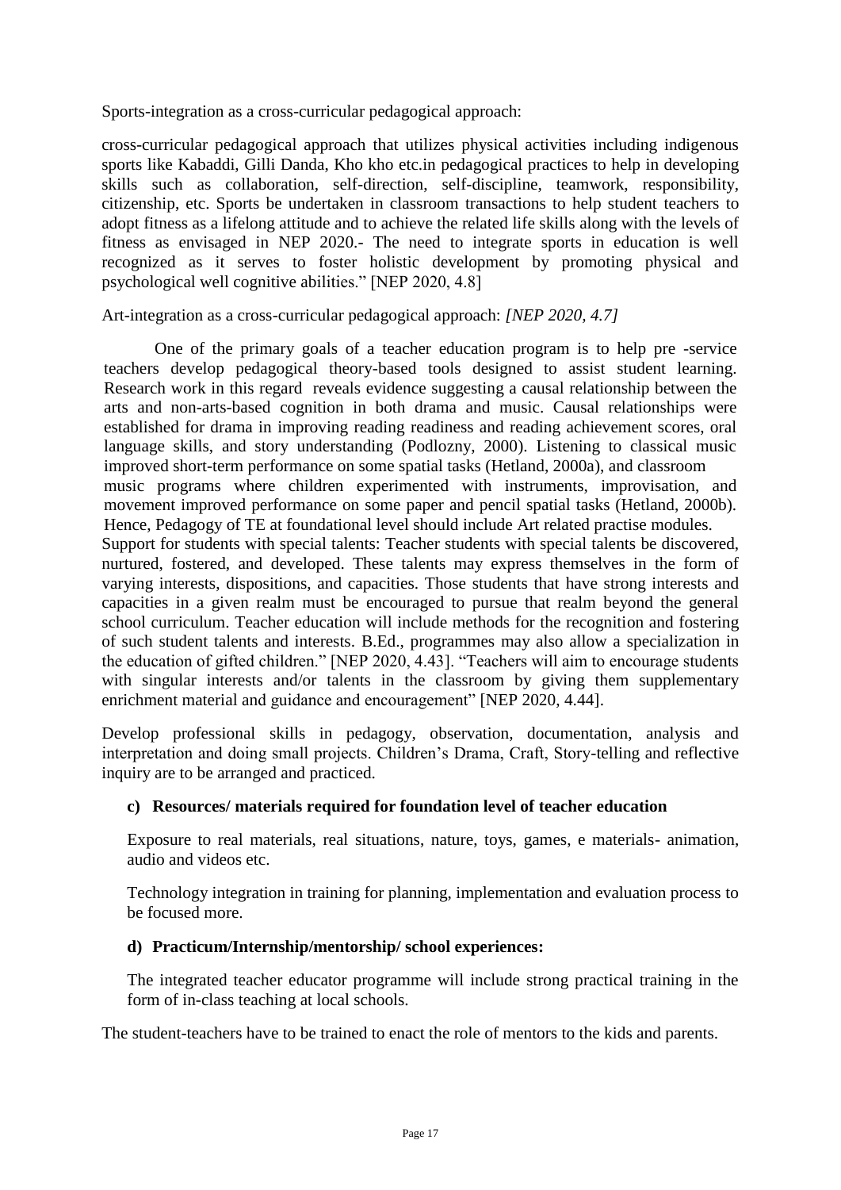Sports-integration as a cross-curricular pedagogical approach:

cross-curricular pedagogical approach that utilizes physical activities including indigenous sports like Kabaddi, Gilli Danda, Kho kho etc.in pedagogical practices to help in developing skills such as collaboration, self-direction, self-discipline, teamwork, responsibility, citizenship, etc. Sports be undertaken in classroom transactions to help student teachers to adopt fitness as a lifelong attitude and to achieve the related life skills along with the levels of fitness as envisaged in NEP 2020.- The need to integrate sports in education is well recognized as it serves to foster holistic development by promoting physical and psychological well cognitive abilities." [NEP 2020, 4.8]

Art-integration as a cross-curricular pedagogical approach: *[NEP 2020, 4.7]*

One of the primary goals of a teacher education program is to help pre -service teachers develop pedagogical theory-based tools designed to assist student learning. Research work in this regard reveals evidence suggesting a causal relationship between the arts and non-arts-based cognition in both drama and music. Causal relationships were established for drama in improving reading readiness and reading achievement scores, oral language skills, and story understanding (Podlozny, 2000). Listening to classical music improved short-term performance on some spatial tasks (Hetland, 2000a), and classroom music programs where children experimented with instruments, improvisation, and movement improved performance on some paper and pencil spatial tasks (Hetland, 2000b). Hence, Pedagogy of TE at foundational level should include Art related practise modules.

Support for students with special talents: Teacher students with special talents be discovered, nurtured, fostered, and developed. These talents may express themselves in the form of varying interests, dispositions, and capacities. Those students that have strong interests and capacities in a given realm must be encouraged to pursue that realm beyond the general school curriculum. Teacher education will include methods for the recognition and fostering of such student talents and interests. B.Ed., programmes may also allow a specialization in the education of gifted children." [NEP 2020, 4.43]. "Teachers will aim to encourage students with singular interests and/or talents in the classroom by giving them supplementary enrichment material and guidance and encouragement" [NEP 2020, 4.44].

Develop professional skills in pedagogy, observation, documentation, analysis and interpretation and doing small projects. Children's Drama, Craft, Story-telling and reflective inquiry are to be arranged and practiced.

**c) Resources/ materials required for foundation level of teacher education**

Exposure to real materials, real situations, nature, toys, games, e materials- animation, audio and videos etc.

Technology integration in training for planning, implementation and evaluation process to be focused more.

**d) Practicum/Internship/mentorship/ school experiences:**

The integrated teacher educator programme will include strong practical training in the form of in-class teaching at local schools.

The student-teachers have to be trained to enact the role of mentors to the kids and parents.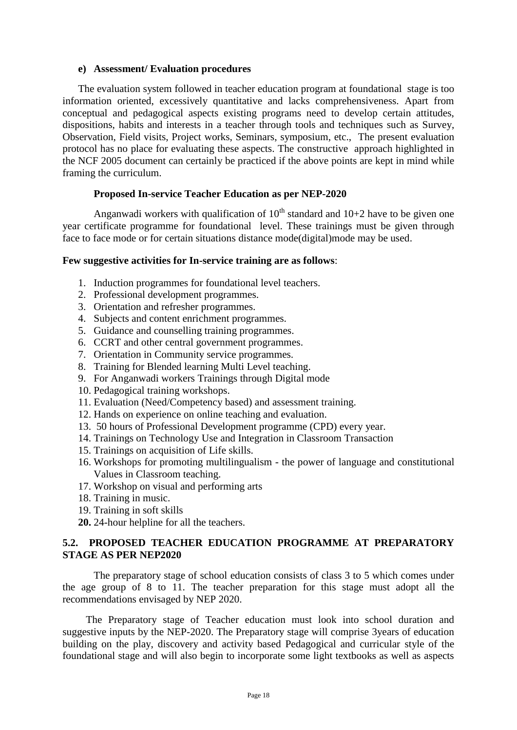**e) Assessment/ Evaluation procedures**

The evaluation system followed in teacher education program at foundational stage is too information oriented, excessively quantitative and lacks comprehensiveness. Apart from conceptual and pedagogical aspects existing programs need to develop certain attitudes, dispositions, habits and interests in a teacher through tools and techniques such as Survey, Observation, Field visits, Project works, Seminars, symposium, etc., The present evaluation protocol has no place for evaluating these aspects. The constructive approach highlighted in the NCF 2005 document can certainly be practiced if the above points are kept in mind while framing the curriculum.

**Proposed In-service Teacher Education as per NEP-2020**

Anganwadi workers with qualification of $10^{th}$ standard and 10+2 have to be given one year certificate programme for foundational level. These trainings must be given through face to face mode or for certain situations distance mode(digital)mode may be used.

**Few suggestive activities for In-service training are as follows**:

1. Induction programmes for foundational level teachers.
2. Professional development programmes.
3. Orientation and refresher programmes.
4. Subjects and content enrichment programmes.
5. Guidance and counselling training programmes.
6. CCRT and other central government programmes.
7. Orientation in Community service programmes.
8. Training for Blended learning Multi Level teaching.
9. For Anganwadi workers Trainings through Digital mode
10. Pedagogical training workshops.
11. Evaluation (Need/Competency based) and assessment training.
12. Hands on experience on online teaching and evaluation.
13. 50 hours of Professional Development programme (CPD) every year.
14. Trainings on Technology Use and Integration in Classroom Transaction
15. Trainings on acquisition of Life skills.
16. Workshops for promoting multilingualism - the power of language and constitutional Values in Classroom teaching.
17. Workshop on visual and performing arts
18. Training in music.
19. Training in soft skills
20. 24-hour helpline for all the teachers.

## 5.2. PROPOSED TEACHER EDUCATION PROGRAMME AT PREPARATORY STAGE AS PER NEP2020

The preparatory stage of school education consists of class 3 to 5 which comes under the age group of 8 to 11. The teacher preparation for this stage must adopt all the recommendations envisaged by NEP 2020.

The Preparatory stage of Teacher education must look into school duration and suggestive inputs by the NEP-2020. The Preparatory stage will comprise 3years of education building on the play, discovery and activity based Pedagogical and curricular style of the foundational stage and will also begin to incorporate some light textbooks as well as aspects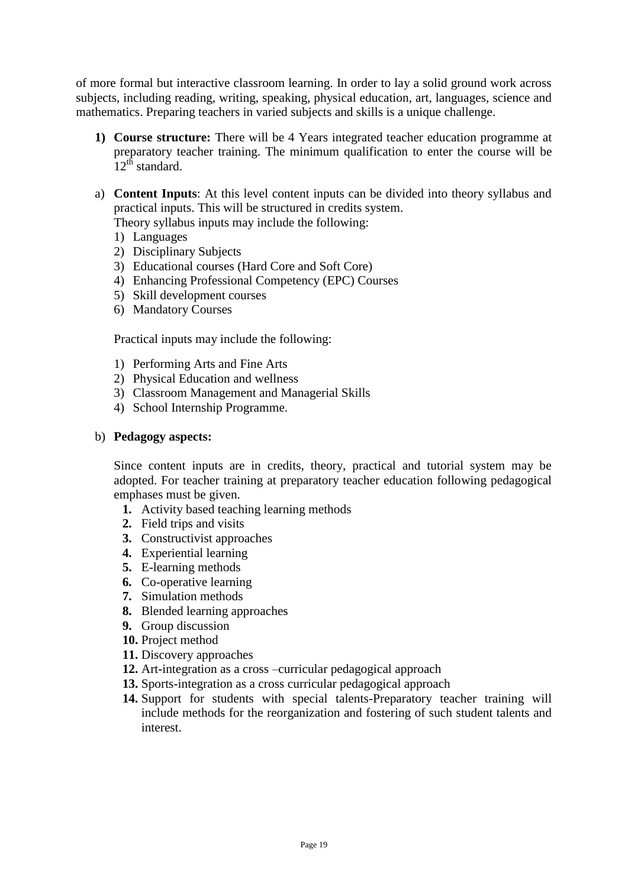of more formal but interactive classroom learning. In order to lay a solid ground work across subjects, including reading, writing, speaking, physical education, art, languages, science and mathematics. Preparing teachers in varied subjects and skills is a unique challenge.

1) **Course structure:** There will be 4 Years integrated teacher education programme at preparatory teacher training. The minimum qualification to enter the course will be 12th standard.

a) **Content Inputs**: At this level content inputs can be divided into theory syllabus and practical inputs. This will be structured in credits system.
   Theory syllabus inputs may include the following:
   1) Languages
   2) Disciplinary Subjects
   3) Educational courses (Hard Core and Soft Core)
   4) Enhancing Professional Competency (EPC) Courses
   5) Skill development courses
   6) Mandatory Courses

   Practical inputs may include the following:

   1) Performing Arts and Fine Arts
   2) Physical Education and wellness
   3) Classroom Management and Managerial Skills
   4) School Internship Programme.

b) **Pedagogy aspects:**

   Since content inputs are in credits, theory, practical and tutorial system may be adopted. For teacher training at preparatory teacher education following pedagogical emphases must be given.

   1. Activity based teaching learning methods
   2. Field trips and visits
   3. Constructivist approaches
   4. Experiential learning
   5. E-learning methods
   6. Co-operative learning
   7. Simulation methods
   8. Blended learning approaches
   9. Group discussion
   10. Project method
   11. Discovery approaches
   12. Art-integration as a cross –curricular pedagogical approach
   13. Sports-integration as a cross curricular pedagogical approach
   14. Support for students with special talents-Preparatory teacher training will include methods for the reorganization and fostering of such student talents and interest.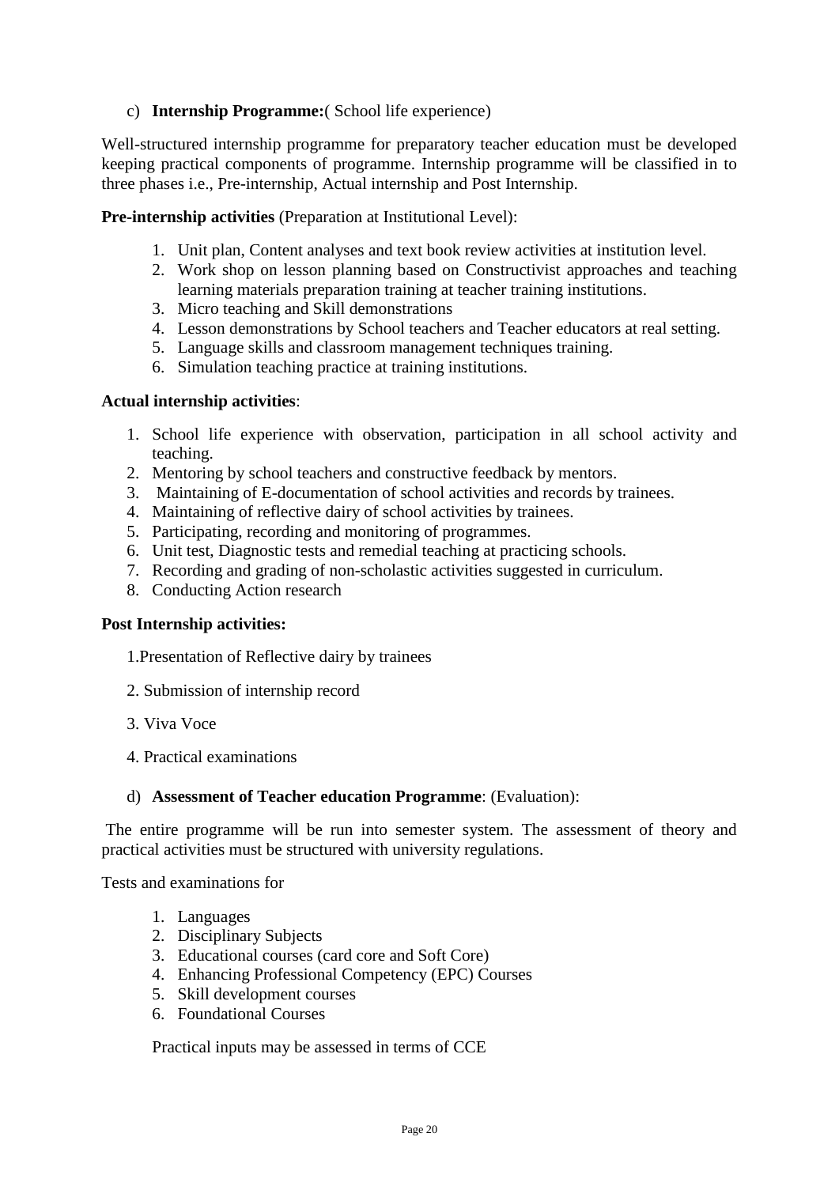c) **Internship Programme:**( School life experience)

Well-structured internship programme for preparatory teacher education must be developed keeping practical components of programme. Internship programme will be classified in to three phases i.e., Pre-internship, Actual internship and Post Internship.

**Pre-internship activities** (Preparation at Institutional Level):

1. Unit plan, Content analyses and text book review activities at institution level.
2. Work shop on lesson planning based on Constructivist approaches and teaching learning materials preparation training at teacher training institutions.
3. Micro teaching and Skill demonstrations
4. Lesson demonstrations by School teachers and Teacher educators at real setting.
5. Language skills and classroom management techniques training.
6. Simulation teaching practice at training institutions.

**Actual internship activities**:

1. School life experience with observation, participation in all school activity and teaching.
2. Mentoring by school teachers and constructive feedback by mentors.
3. Maintaining of E-documentation of school activities and records by trainees.
4. Maintaining of reflective dairy of school activities by trainees.
5. Participating, recording and monitoring of programmes.
6. Unit test, Diagnostic tests and remedial teaching at practicing schools.
7. Recording and grading of non-scholastic activities suggested in curriculum.
8. Conducting Action research

**Post Internship activities:**

1. Presentation of Reflective dairy by trainees
2. Submission of internship record
3. Viva Voce
4. Practical examinations

d) **Assessment of Teacher education Programme**: (Evaluation):

The entire programme will be run into semester system. The assessment of theory and practical activities must be structured with university regulations.

Tests and examinations for

1. Languages
2. Disciplinary Subjects
3. Educational courses (card core and Soft Core)
4. Enhancing Professional Competency (EPC) Courses
5. Skill development courses
6. Foundational Courses

Practical inputs may be assessed in terms of CCE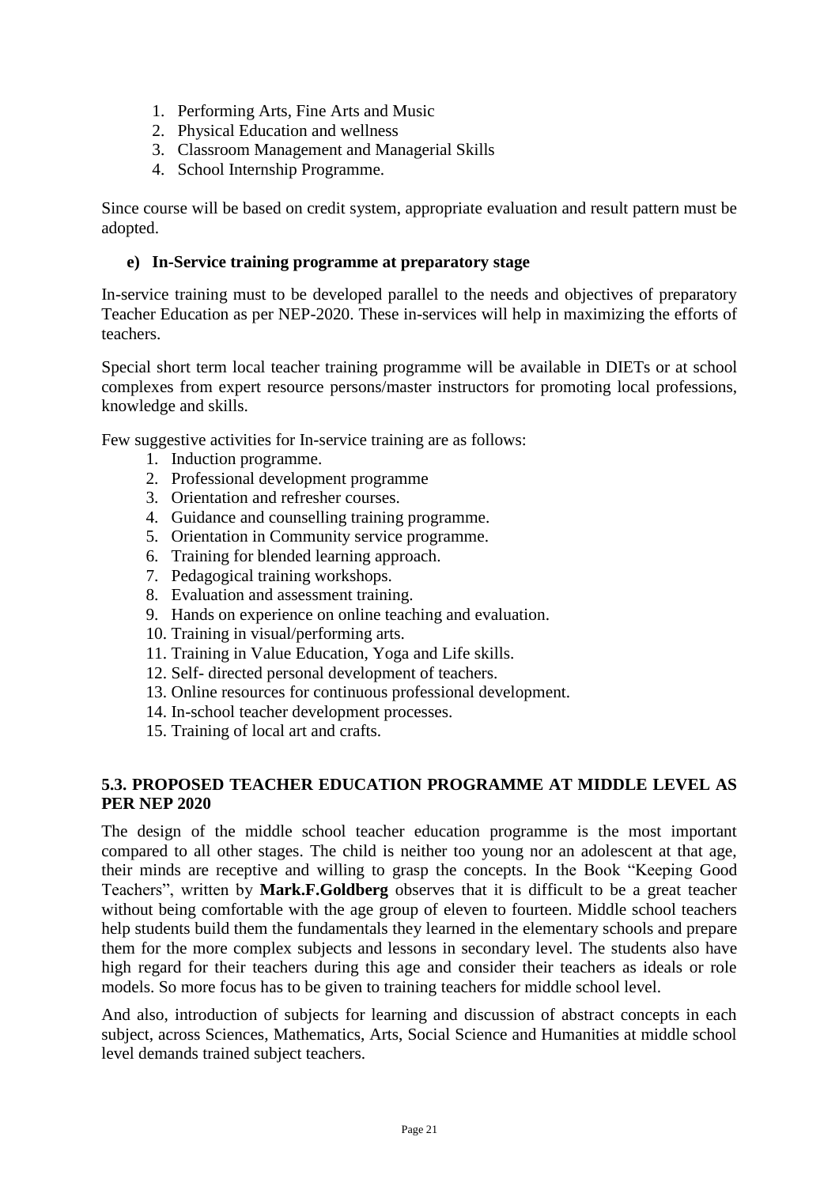1. Performing Arts, Fine Arts and Music
2. Physical Education and wellness
3. Classroom Management and Managerial Skills
4. School Internship Programme.

Since course will be based on credit system, appropriate evaluation and result pattern must be adopted.

#### e) In-Service training programme at preparatory stage

In-service training must to be developed parallel to the needs and objectives of preparatory Teacher Education as per NEP-2020. These in-services will help in maximizing the efforts of teachers.

Special short term local teacher training programme will be available in DIETs or at school complexes from expert resource persons/master instructors for promoting local professions, knowledge and skills.

Few suggestive activities for In-service training are as follows:

1. Induction programme.
2. Professional development programme
3. Orientation and refresher courses.
4. Guidance and counselling training programme.
5. Orientation in Community service programme.
6. Training for blended learning approach.
7. Pedagogical training workshops.
8. Evaluation and assessment training.
9. Hands on experience on online teaching and evaluation.
10. Training in visual/performing arts.
11. Training in Value Education, Yoga and Life skills.
12. Self- directed personal development of teachers.
13. Online resources for continuous professional development.
14. In-school teacher development processes.
15. Training of local art and crafts.

### 5.3. PROPOSED TEACHER EDUCATION PROGRAMME AT MIDDLE LEVEL AS PER NEP 2020

The design of the middle school teacher education programme is the most important compared to all other stages. The child is neither too young nor an adolescent at that age, their minds are receptive and willing to grasp the concepts. In the Book "Keeping Good Teachers", written by **Mark.F.Goldberg** observes that it is difficult to be a great teacher without being comfortable with the age group of eleven to fourteen. Middle school teachers help students build them the fundamentals they learned in the elementary schools and prepare them for the more complex subjects and lessons in secondary level. The students also have high regard for their teachers during this age and consider their teachers as ideals or role models. So more focus has to be given to training teachers for middle school level.

And also, introduction of subjects for learning and discussion of abstract concepts in each subject, across Sciences, Mathematics, Arts, Social Science and Humanities at middle school level demands trained subject teachers.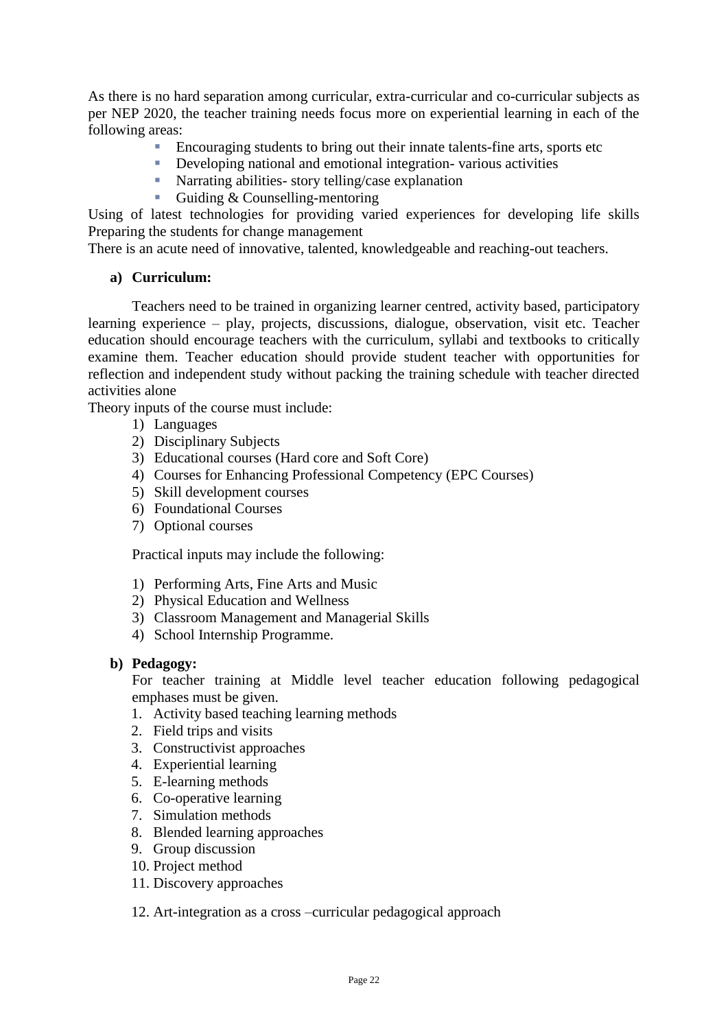As there is no hard separation among curricular, extra-curricular and co-curricular subjects as per NEP 2020, the teacher training needs focus more on experiential learning in each of the following areas:

- Encouraging students to bring out their innate talents-fine arts, sports etc
- Developing national and emotional integration- various activities
- Narrating abilities- story telling/case explanation
- Guiding & Counselling-mentoring

Using of latest technologies for providing varied experiences for developing life skills Preparing the students for change management

There is an acute need of innovative, talented, knowledgeable and reaching-out teachers.

**a) Curriculum:**

Teachers need to be trained in organizing learner centred, activity based, participatory learning experience – play, projects, discussions, dialogue, observation, visit etc. Teacher education should encourage teachers with the curriculum, syllabi and textbooks to critically examine them. Teacher education should provide student teacher with opportunities for reflection and independent study without packing the training schedule with teacher directed activities alone

Theory inputs of the course must include:

1) Languages
2) Disciplinary Subjects
3) Educational courses (Hard core and Soft Core)
4) Courses for Enhancing Professional Competency (EPC Courses)
5) Skill development courses
6) Foundational Courses
7) Optional courses

Practical inputs may include the following:

1) Performing Arts, Fine Arts and Music
2) Physical Education and Wellness
3) Classroom Management and Managerial Skills
4) School Internship Programme.

**b) Pedagogy:**

For teacher training at Middle level teacher education following pedagogical emphases must be given.

1. Activity based teaching learning methods
2. Field trips and visits
3. Constructivist approaches
4. Experiential learning
5. E-learning methods
6. Co-operative learning
7. Simulation methods
8. Blended learning approaches
9. Group discussion
10. Project method
11. Discovery approaches
12. Art-integration as a cross –curricular pedagogical approach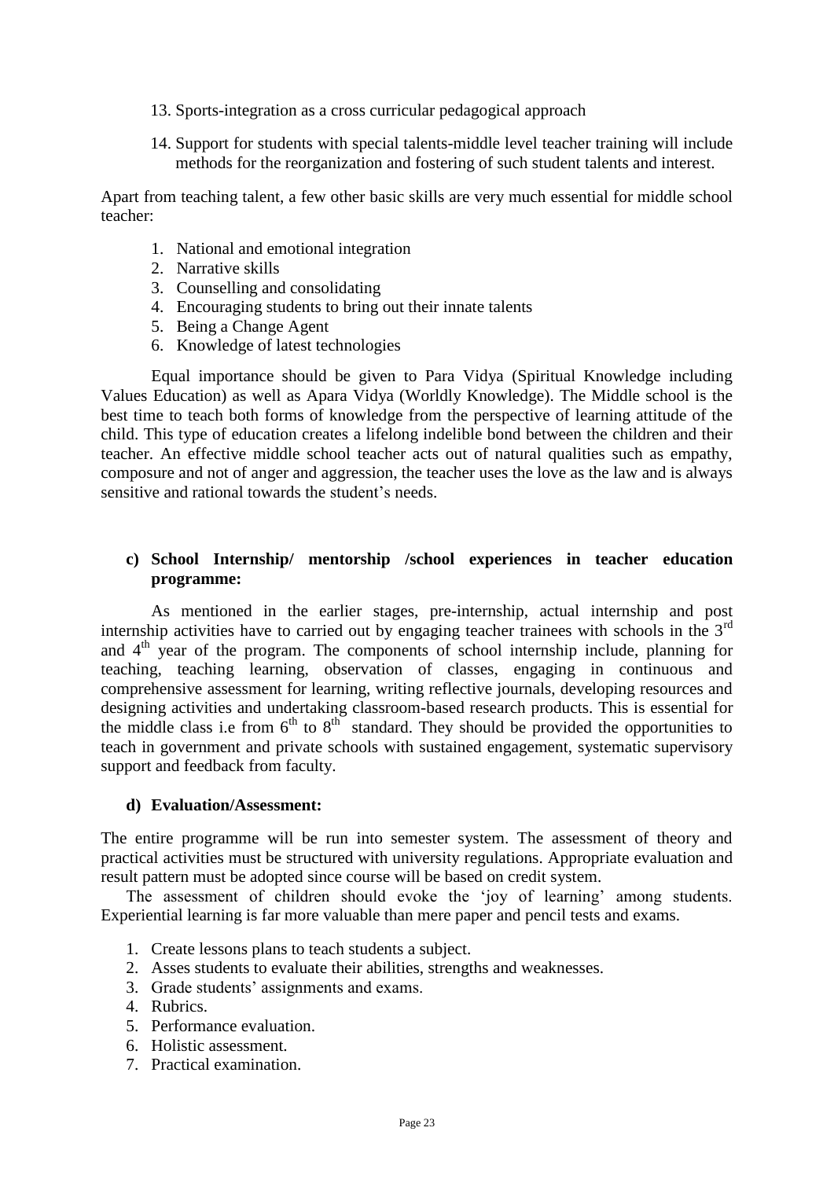13. Sports-integration as a cross curricular pedagogical approach

14. Support for students with special talents-middle level teacher training will include methods for the reorganization and fostering of such student talents and interest.

Apart from teaching talent, a few other basic skills are very much essential for middle school teacher:

1. National and emotional integration
2. Narrative skills
3. Counselling and consolidating
4. Encouraging students to bring out their innate talents
5. Being a Change Agent
6. Knowledge of latest technologies

Equal importance should be given to Para Vidya (Spiritual Knowledge including Values Education) as well as Apara Vidya (Worldly Knowledge). The Middle school is the best time to teach both forms of knowledge from the perspective of learning attitude of the child. This type of education creates a lifelong indelible bond between the children and their teacher. An effective middle school teacher acts out of natural qualities such as empathy, composure and not of anger and aggression, the teacher uses the love as the law and is always sensitive and rational towards the student's needs.

**c) School Internship/ mentorship /school experiences in teacher education programme:**

As mentioned in the earlier stages, pre-internship, actual internship and post internship activities have to carried out by engaging teacher trainees with schools in the 3rd and 4th year of the program. The components of school internship include, planning for teaching, teaching learning, observation of classes, engaging in continuous and comprehensive assessment for learning, writing reflective journals, developing resources and designing activities and undertaking classroom-based research products. This is essential for the middle class i.e from 6th to 8th standard. They should be provided the opportunities to teach in government and private schools with sustained engagement, systematic supervisory support and feedback from faculty.

**d) Evaluation/Assessment:**

The entire programme will be run into semester system. The assessment of theory and practical activities must be structured with university regulations. Appropriate evaluation and result pattern must be adopted since course will be based on credit system.

The assessment of children should evoke the 'joy of learning' among students. Experiential learning is far more valuable than mere paper and pencil tests and exams.

1. Create lessons plans to teach students a subject.
2. Asses students to evaluate their abilities, strengths and weaknesses.
3. Grade students' assignments and exams.
4. Rubrics.
5. Performance evaluation.
6. Holistic assessment.
7. Practical examination.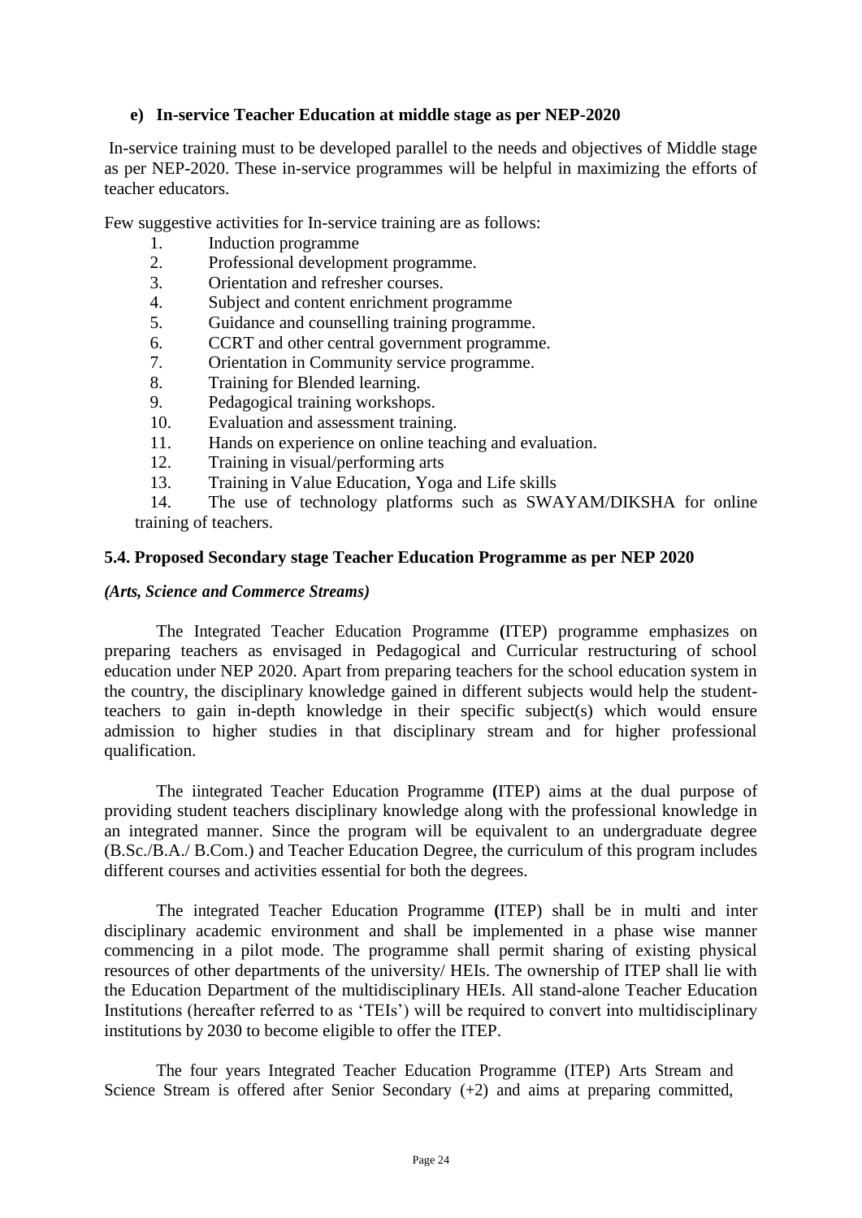#### e) In-service Teacher Education at middle stage as per NEP-2020

In-service training must to be developed parallel to the needs and objectives of Middle stage as per NEP-2020. These in-service programmes will be helpful in maximizing the efforts of teacher educators.

Few suggestive activities for In-service training are as follows:

1. Induction programme
2. Professional development programme.
3. Orientation and refresher courses.
4. Subject and content enrichment programme
5. Guidance and counselling training programme.
6. CCRT and other central government programme.
7. Orientation in Community service programme.
8. Training for Blended learning.
9. Pedagogical training workshops.
10. Evaluation and assessment training.
11. Hands on experience on online teaching and evaluation.
12. Training in visual/performing arts
13. Training in Value Education, Yoga and Life skills
14. The use of technology platforms such as SWAYAM/DIKSHA for online training of teachers.

### 5.4. Proposed Secondary stage Teacher Education Programme as per NEP 2020

***(Arts, Science and Commerce Streams)***

The Integrated Teacher Education Programme **(**ITEP) programme emphasizes on preparing teachers as envisaged in Pedagogical and Curricular restructuring of school education under NEP 2020. Apart from preparing teachers for the school education system in the country, the disciplinary knowledge gained in different subjects would help the student-teachers to gain in-depth knowledge in their specific subject(s) which would ensure admission to higher studies in that disciplinary stream and for higher professional qualification.

The iintegrated Teacher Education Programme **(**ITEP) aims at the dual purpose of providing student teachers disciplinary knowledge along with the professional knowledge in an integrated manner. Since the program will be equivalent to an undergraduate degree (B.Sc./B.A./ B.Com.) and Teacher Education Degree, the curriculum of this program includes different courses and activities essential for both the degrees.

The integrated Teacher Education Programme **(**ITEP) shall be in multi and inter disciplinary academic environment and shall be implemented in a phase wise manner commencing in a pilot mode. The programme shall permit sharing of existing physical resources of other departments of the university/ HEIs. The ownership of ITEP shall lie with the Education Department of the multidisciplinary HEIs. All stand-alone Teacher Education Institutions (hereafter referred to as 'TEIs') will be required to convert into multidisciplinary institutions by 2030 to become eligible to offer the ITEP.

The four years Integrated Teacher Education Programme (ITEP) Arts Stream and Science Stream is offered after Senior Secondary (+2) and aims at preparing committed,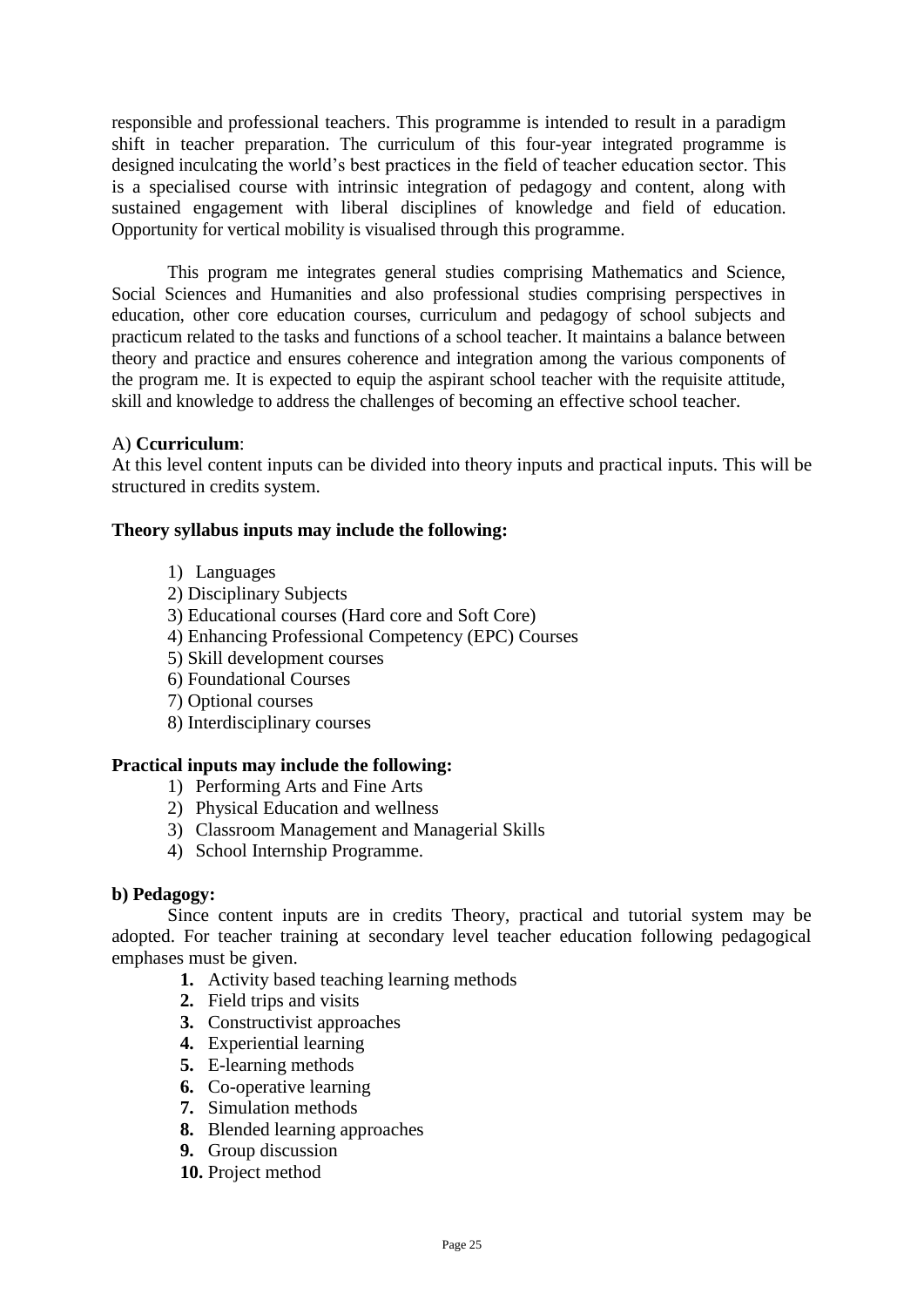responsible and professional teachers. This programme is intended to result in a paradigm shift in teacher preparation. The curriculum of this four-year integrated programme is designed inculcating the world's best practices in the field of teacher education sector. This is a specialised course with intrinsic integration of pedagogy and content, along with sustained engagement with liberal disciplines of knowledge and field of education. Opportunity for vertical mobility is visualised through this programme.

This program me integrates general studies comprising Mathematics and Science, Social Sciences and Humanities and also professional studies comprising perspectives in education, other core education courses, curriculum and pedagogy of school subjects and practicum related to the tasks and functions of a school teacher. It maintains a balance between theory and practice and ensures coherence and integration among the various components of the program me. It is expected to equip the aspirant school teacher with the requisite attitude, skill and knowledge to address the challenges of becoming an effective school teacher.

A) **Ccurriculum**:
At this level content inputs can be divided into theory inputs and practical inputs. This will be structured in credits system.

**Theory syllabus inputs may include the following:**

1) Languages
2) Disciplinary Subjects
3) Educational courses (Hard core and Soft Core)
4) Enhancing Professional Competency (EPC) Courses
5) Skill development courses
6) Foundational Courses
7) Optional courses
8) Interdisciplinary courses

**Practical inputs may include the following:**

1) Performing Arts and Fine Arts
2) Physical Education and wellness
3) Classroom Management and Managerial Skills
4) School Internship Programme.

**b) Pedagogy:**

Since content inputs are in credits Theory, practical and tutorial system may be adopted. For teacher training at secondary level teacher education following pedagogical emphases must be given.

1. Activity based teaching learning methods
2. Field trips and visits
3. Constructivist approaches
4. Experiential learning
5. E-learning methods
6. Co-operative learning
7. Simulation methods
8. Blended learning approaches
9. Group discussion
10. Project method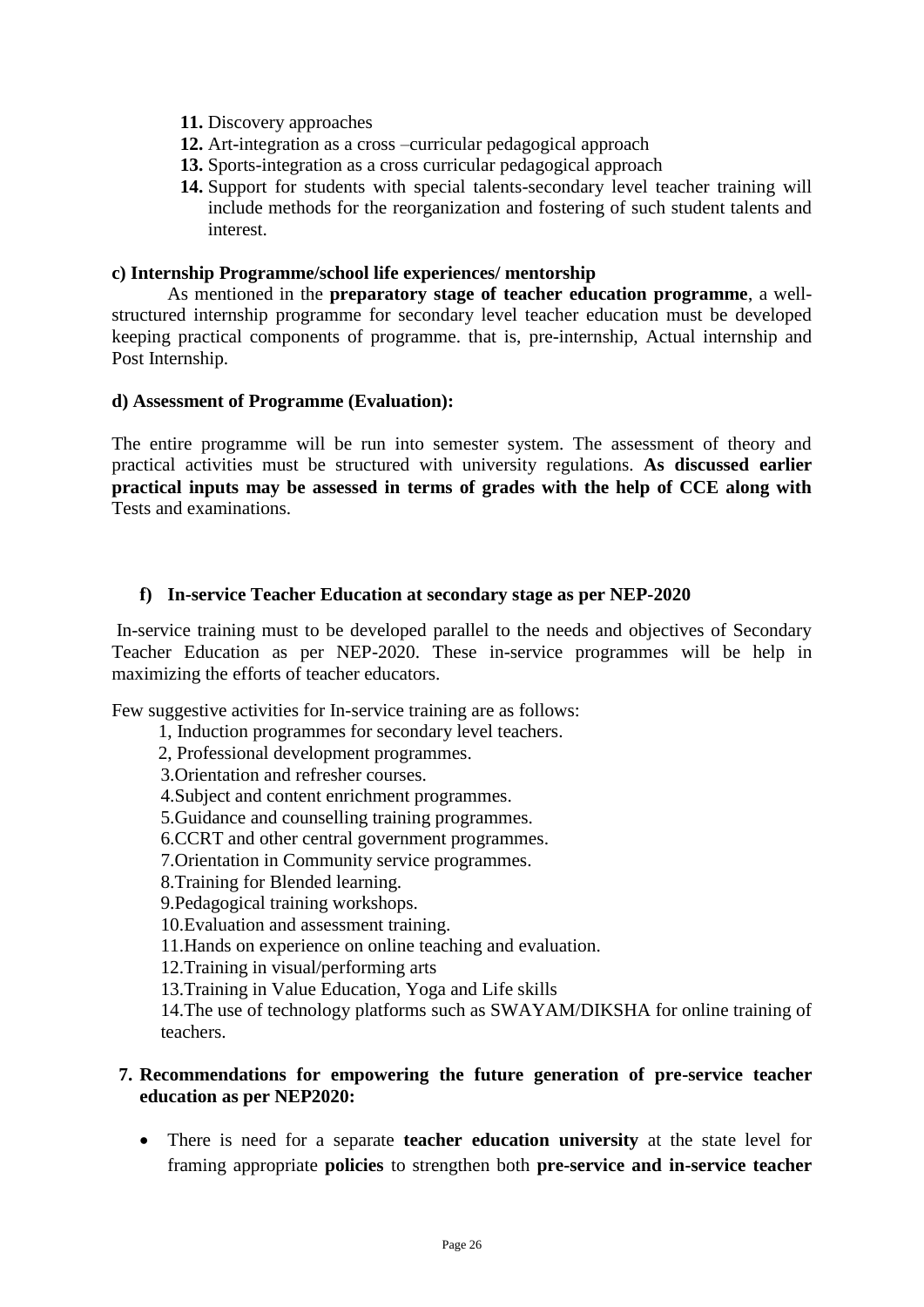11. Discovery approaches
12. Art-integration as a cross –curricular pedagogical approach
13. Sports-integration as a cross curricular pedagogical approach
14. Support for students with special talents-secondary level teacher training will include methods for the reorganization and fostering of such student talents and interest.

**c) Internship Programme/school life experiences/ mentorship**

As mentioned in the **preparatory stage of teacher education programme**, a well-structured internship programme for secondary level teacher education must be developed keeping practical components of programme. that is, pre-internship, Actual internship and Post Internship.

**d) Assessment of Programme (Evaluation):**

The entire programme will be run into semester system. The assessment of theory and practical activities must be structured with university regulations. **As discussed earlier practical inputs may be assessed in terms of grades with the help of CCE along with** Tests and examinations.

**f) In-service Teacher Education at secondary stage as per NEP-2020**

In-service training must to be developed parallel to the needs and objectives of Secondary Teacher Education as per NEP-2020. These in-service programmes will be help in maximizing the efforts of teacher educators.

Few suggestive activities for In-service training are as follows:

1, Induction programmes for secondary level teachers.
2, Professional development programmes.
3.Orientation and refresher courses.
4.Subject and content enrichment programmes.
5.Guidance and counselling training programmes.
6.CCRT and other central government programmes.
7.Orientation in Community service programmes.
8.Training for Blended learning.
9.Pedagogical training workshops.
10.Evaluation and assessment training.
11.Hands on experience on online teaching and evaluation.
12.Training in visual/performing arts
13.Training in Value Education, Yoga and Life skills
14.The use of technology platforms such as SWAYAM/DIKSHA for online training of teachers.

**7. Recommendations for empowering the future generation of pre-service teacher education as per NEP2020:**

- There is need for a separate **teacher education university** at the state level for framing appropriate **policies** to strengthen both **pre-service and in-service teacher**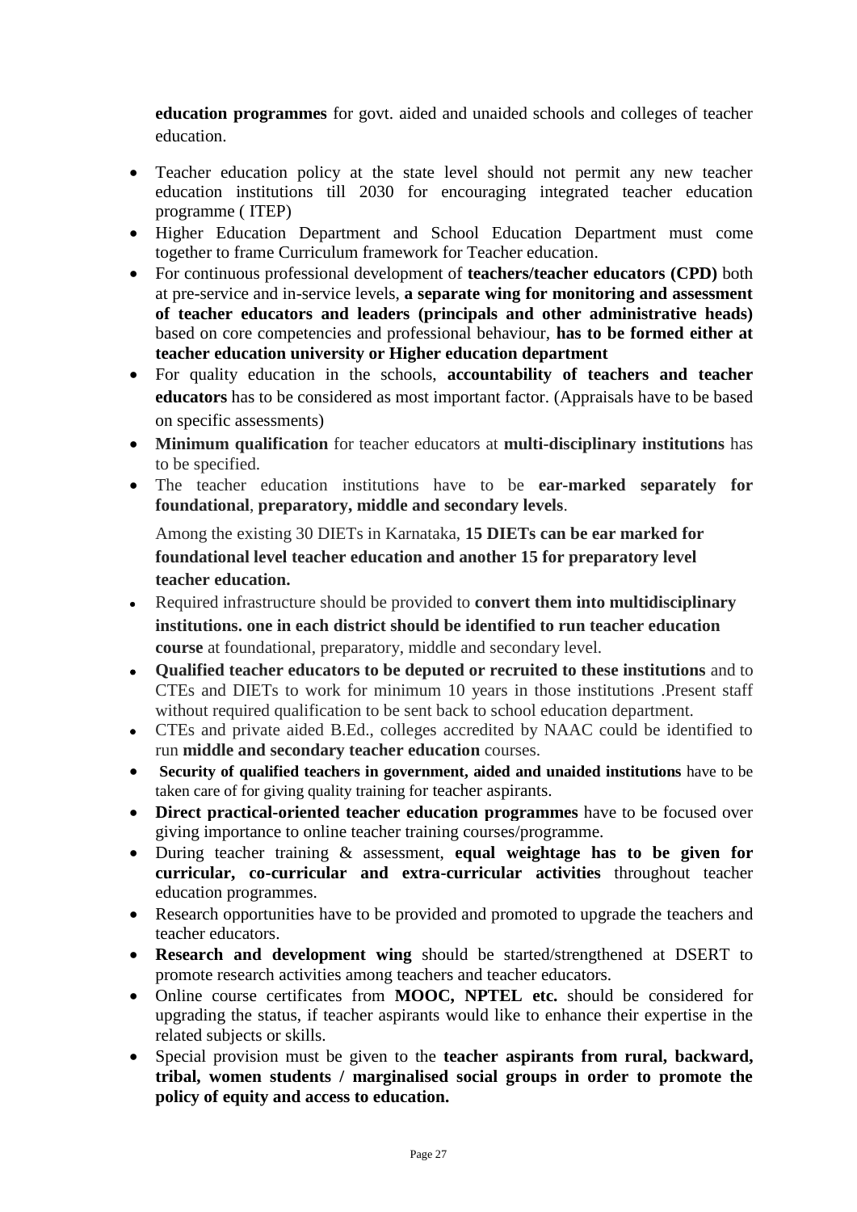**education programmes** for govt. aided and unaided schools and colleges of teacher education.

- Teacher education policy at the state level should not permit any new teacher education institutions till 2030 for encouraging integrated teacher education programme ( ITEP)
- Higher Education Department and School Education Department must come together to frame Curriculum framework for Teacher education.
- For continuous professional development of **teachers/teacher educators (CPD)** both at pre-service and in-service levels, **a separate wing for monitoring and assessment of teacher educators and leaders (principals and other administrative heads)** based on core competencies and professional behaviour, **has to be formed either at teacher education university or Higher education department**
- For quality education in the schools, **accountability of teachers and teacher educators** has to be considered as most important factor. (Appraisals have to be based on specific assessments)
- **Minimum qualification** for teacher educators at **multi-disciplinary institutions** has to be specified.
- The teacher education institutions have to be **ear-marked separately for foundational**, **preparatory, middle and secondary levels**.

  Among the existing 30 DIETs in Karnataka, **15 DIETs can be ear marked for foundational level teacher education and another 15 for preparatory level teacher education.**
- Required infrastructure should be provided to **convert them into multidisciplinary institutions. one in each district should be identified to run teacher education course** at foundational, preparatory, middle and secondary level.
- **Qualified teacher educators to be deputed or recruited to these institutions** and to CTEs and DIETs to work for minimum 10 years in those institutions .Present staff without required qualification to be sent back to school education department.
- CTEs and private aided B.Ed., colleges accredited by NAAC could be identified to run **middle and secondary teacher education** courses.
- **Security of qualified teachers in government, aided and unaided institutions** have to be taken care of for giving quality training for teacher aspirants.
- **Direct practical-oriented teacher education programmes** have to be focused over giving importance to online teacher training courses/programme.
- During teacher training & assessment, **equal weightage has to be given for curricular, co-curricular and extra-curricular activities** throughout teacher education programmes.
- Research opportunities have to be provided and promoted to upgrade the teachers and teacher educators.
- **Research and development wing** should be started/strengthened at DSERT to promote research activities among teachers and teacher educators.
- Online course certificates from **MOOC, NPTEL etc.** should be considered for upgrading the status, if teacher aspirants would like to enhance their expertise in the related subjects or skills.
- Special provision must be given to the **teacher aspirants from rural, backward, tribal, women students / marginalised social groups in order to promote the policy of equity and access to education.**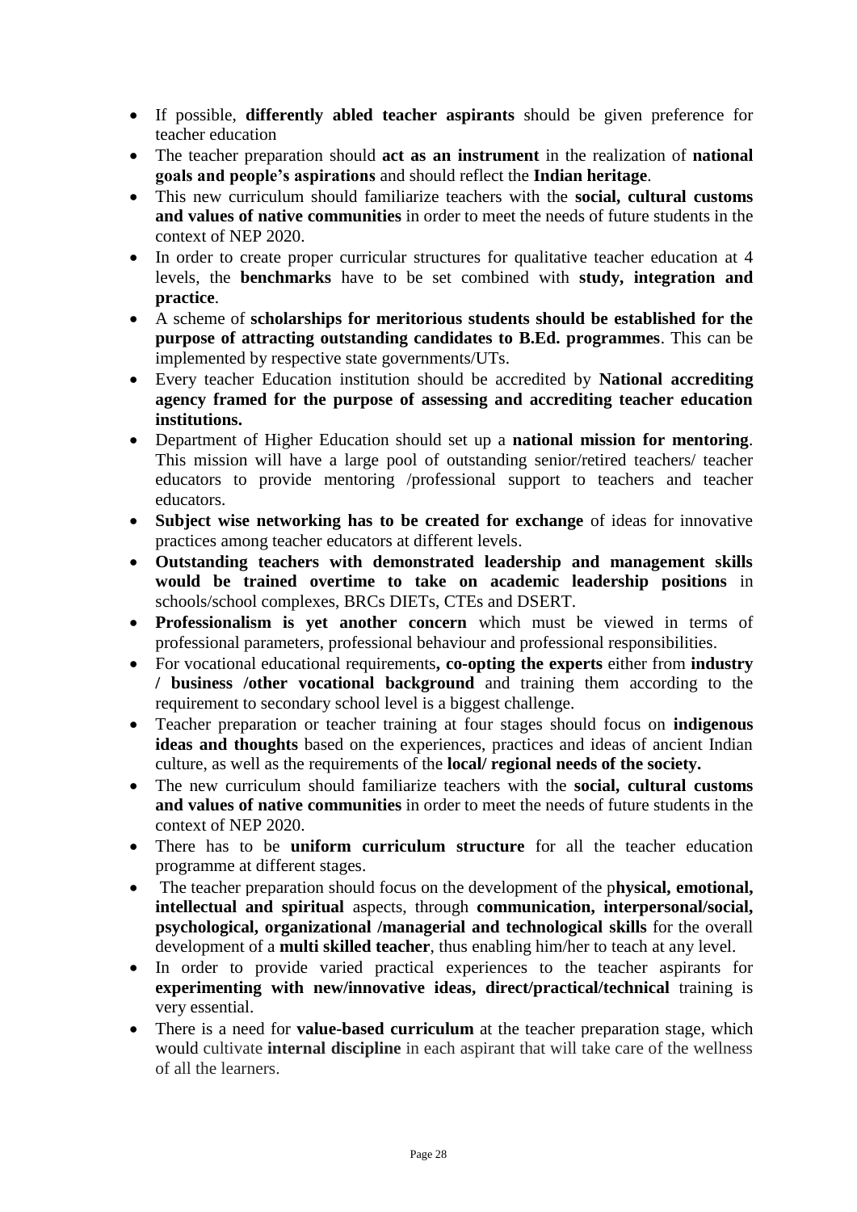- If possible, **differently abled teacher aspirants** should be given preference for teacher education
- The teacher preparation should **act as an instrument** in the realization of **national goals and people's aspirations** and should reflect the **Indian heritage**.
- This new curriculum should familiarize teachers with the **social, cultural customs and values of native communities** in order to meet the needs of future students in the context of NEP 2020.
- In order to create proper curricular structures for qualitative teacher education at 4 levels, the **benchmarks** have to be set combined with **study, integration and practice**.
- A scheme of **scholarships for meritorious students should be established for the purpose of attracting outstanding candidates to B.Ed. programmes**. This can be implemented by respective state governments/UTs.
- Every teacher Education institution should be accredited by **National accrediting agency framed for the purpose of assessing and accrediting teacher education institutions.**
- Department of Higher Education should set up a **national mission for mentoring**. This mission will have a large pool of outstanding senior/retired teachers/ teacher educators to provide mentoring /professional support to teachers and teacher educators.
- **Subject wise networking has to be created for exchange** of ideas for innovative practices among teacher educators at different levels.
- **Outstanding teachers with demonstrated leadership and management skills would be trained overtime to take on academic leadership positions** in schools/school complexes, BRCs DIETs, CTEs and DSERT.
- **Professionalism is yet another concern** which must be viewed in terms of professional parameters, professional behaviour and professional responsibilities.
- For vocational educational requirements**, co-opting the experts** either from **industry / business /other vocational background** and training them according to the requirement to secondary school level is a biggest challenge.
- Teacher preparation or teacher training at four stages should focus on **indigenous ideas and thoughts** based on the experiences, practices and ideas of ancient Indian culture, as well as the requirements of the **local/ regional needs of the society.**
- The new curriculum should familiarize teachers with the **social, cultural customs and values of native communities** in order to meet the needs of future students in the context of NEP 2020.
- There has to be **uniform curriculum structure** for all the teacher education programme at different stages.
- The teacher preparation should focus on the development of the p**hysical, emotional, intellectual and spiritual** aspects, through **communication, interpersonal/social, psychological, organizational /managerial and technological skills** for the overall development of a **multi skilled teacher**, thus enabling him/her to teach at any level.
- In order to provide varied practical experiences to the teacher aspirants for **experimenting with new/innovative ideas, direct/practical/technical** training is very essential.
- There is a need for **value-based curriculum** at the teacher preparation stage, which would cultivate **internal discipline** in each aspirant that will take care of the wellness of all the learners.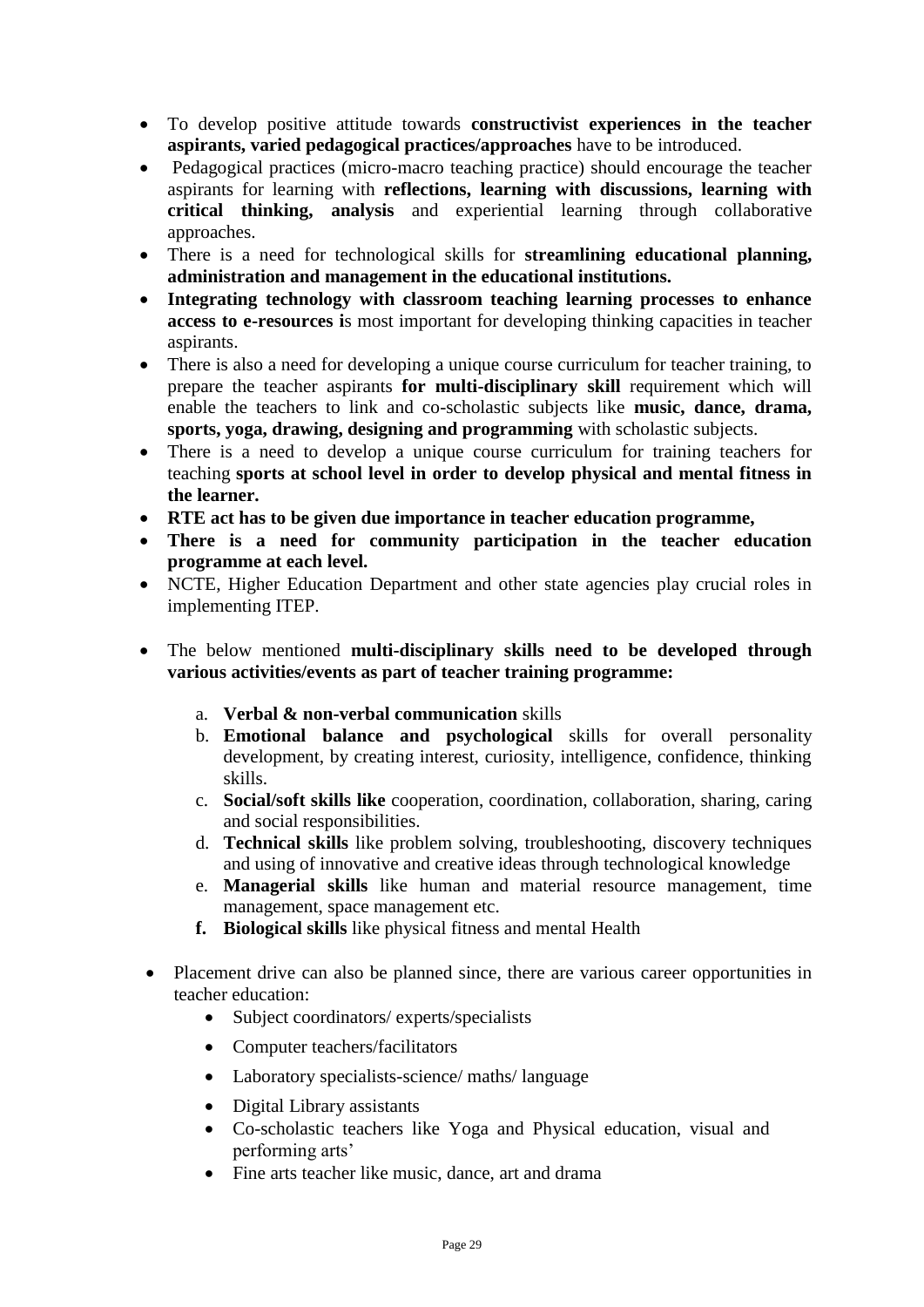- To develop positive attitude towards **constructivist experiences in the teacher aspirants, varied pedagogical practices/approaches** have to be introduced.
- Pedagogical practices (micro-macro teaching practice) should encourage the teacher aspirants for learning with **reflections, learning with discussions, learning with critical thinking, analysis** and experiential learning through collaborative approaches.
- There is a need for technological skills for **streamlining educational planning, administration and management in the educational institutions.**
- **Integrating technology with classroom teaching learning processes to enhance access to e-resources i**s most important for developing thinking capacities in teacher aspirants.
- There is also a need for developing a unique course curriculum for teacher training, to prepare the teacher aspirants **for multi-disciplinary skill** requirement which will enable the teachers to link and co-scholastic subjects like **music, dance, drama, sports, yoga, drawing, designing and programming** with scholastic subjects.
- There is a need to develop a unique course curriculum for training teachers for teaching **sports at school level in order to develop physical and mental fitness in the learner.**
- **RTE act has to be given due importance in teacher education programme,**
- **There is a need for community participation in the teacher education programme at each level.**
- NCTE, Higher Education Department and other state agencies play crucial roles in implementing ITEP.

- The below mentioned **multi-disciplinary skills need to be developed through various activities/events as part of teacher training programme:**

  a. **Verbal & non-verbal communication** skills
  b. **Emotional balance and psychological** skills for overall personality development, by creating interest, curiosity, intelligence, confidence, thinking skills.
  c. **Social/soft skills like** cooperation, coordination, collaboration, sharing, caring and social responsibilities.
  d. **Technical skills** like problem solving, troubleshooting, discovery techniques and using of innovative and creative ideas through technological knowledge
  e. **Managerial skills** like human and material resource management, time management, space management etc.
  f. **Biological skills** like physical fitness and mental Health

- Placement drive can also be planned since, there are various career opportunities in teacher education:
  - Subject coordinators/ experts/specialists
  - Computer teachers/facilitators
  - Laboratory specialists-science/ maths/ language
  - Digital Library assistants
  - Co-scholastic teachers like Yoga and Physical education, visual and performing arts'
  - Fine arts teacher like music, dance, art and drama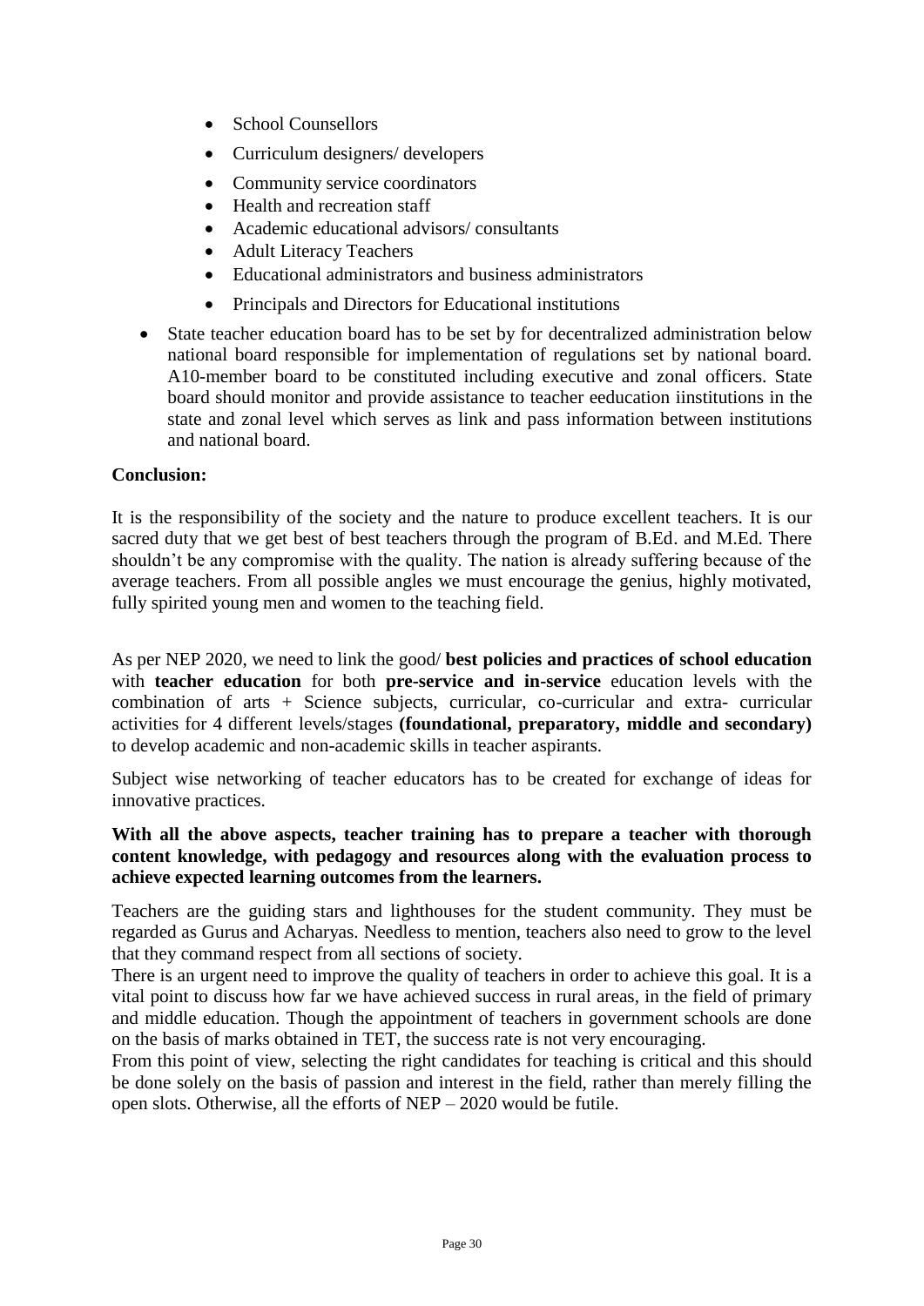- School Counsellors
- Curriculum designers/ developers
- Community service coordinators
- Health and recreation staff
- Academic educational advisors/ consultants
- Adult Literacy Teachers
- Educational administrators and business administrators
- Principals and Directors for Educational institutions

- State teacher education board has to be set by for decentralized administration below national board responsible for implementation of regulations set by national board. A10-member board to be constituted including executive and zonal officers. State board should monitor and provide assistance to teacher eeducation iinstitutions in the state and zonal level which serves as link and pass information between institutions and national board.

**Conclusion:**

It is the responsibility of the society and the nature to produce excellent teachers. It is our sacred duty that we get best of best teachers through the program of B.Ed. and M.Ed. There shouldn't be any compromise with the quality. The nation is already suffering because of the average teachers. From all possible angles we must encourage the genius, highly motivated, fully spirited young men and women to the teaching field.

As per NEP 2020, we need to link the good/ **best policies and practices of school education** with **teacher education** for both **pre-service and in-service** education levels with the combination of arts + Science subjects, curricular, co-curricular and extra- curricular activities for 4 different levels/stages **(foundational, preparatory, middle and secondary)** to develop academic and non-academic skills in teacher aspirants.

Subject wise networking of teacher educators has to be created for exchange of ideas for innovative practices.

**With all the above aspects, teacher training has to prepare a teacher with thorough content knowledge, with pedagogy and resources along with the evaluation process to achieve expected learning outcomes from the learners.**

Teachers are the guiding stars and lighthouses for the student community. They must be regarded as Gurus and Acharyas. Needless to mention, teachers also need to grow to the level that they command respect from all sections of society.

There is an urgent need to improve the quality of teachers in order to achieve this goal. It is a vital point to discuss how far we have achieved success in rural areas, in the field of primary and middle education. Though the appointment of teachers in government schools are done on the basis of marks obtained in TET, the success rate is not very encouraging.

From this point of view, selecting the right candidates for teaching is critical and this should be done solely on the basis of passion and interest in the field, rather than merely filling the open slots. Otherwise, all the efforts of NEP – 2020 would be futile.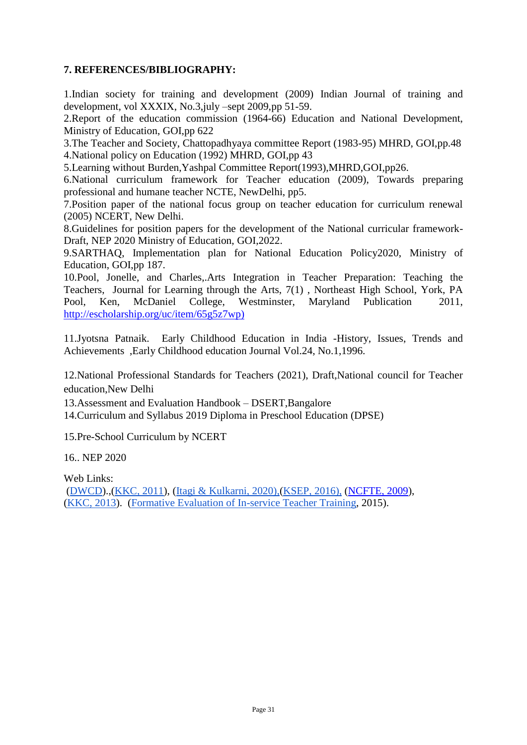### 7. REFERENCES/BIBLIOGRAPHY:

1.Indian society for training and development (2009) Indian Journal of training and development, vol XXXIX, No.3,july –sept 2009,pp 51-59.
2.Report of the education commission (1964-66) Education and National Development, Ministry of Education, GOI,pp 622
3.The Teacher and Society, Chattopadhyaya committee Report (1983-95) MHRD, GOI,pp.48
4.National policy on Education (1992) MHRD, GOI,pp 43
5.Learning without Burden,Yashpal Committee Report(1993),MHRD,GOI,pp26.
6.National curriculum framework for Teacher education (2009), Towards preparing professional and humane teacher NCTE, NewDelhi, pp5.
7.Position paper of the national focus group on teacher education for curriculum renewal (2005) NCERT, New Delhi.
8.Guidelines for position papers for the development of the National curricular framework-Draft, NEP 2020 Ministry of Education, GOI,2022.
9.SARTHAQ, Implementation plan for National Education Policy2020, Ministry of Education, GOI,pp 187.
10.Pool, Jonelle, and Charles,.Arts Integration in Teacher Preparation: Teaching the Teachers, Journal for Learning through the Arts, 7(1) , Northeast High School, York, PA Pool, Ken, McDaniel College, Westminster, Maryland Publication 2011, http://escholarship.org/uc/item/65g5z7wp)

11.Jyotsna Patnaik. Early Childhood Education in India -History, Issues, Trends and Achievements ,Early Childhood education Journal Vol.24, No.1,1996.

12.National Professional Standards for Teachers (2021), Draft,National council for Teacher education,New Delhi
13.Assessment and Evaluation Handbook – DSERT,Bangalore
14.Curriculum and Syllabus 2019 Diploma in Preschool Education (DPSE)

15.Pre-School Curriculum by NCERT

16.. NEP 2020

Web Links:
(DWCD).,(KKC, 2011), (Itagi & Kulkarni, 2020),(KSEP, 2016), (NCFTE, 2009), (KKC, 2013). (Formative Evaluation of In-service Teacher Training, 2015).